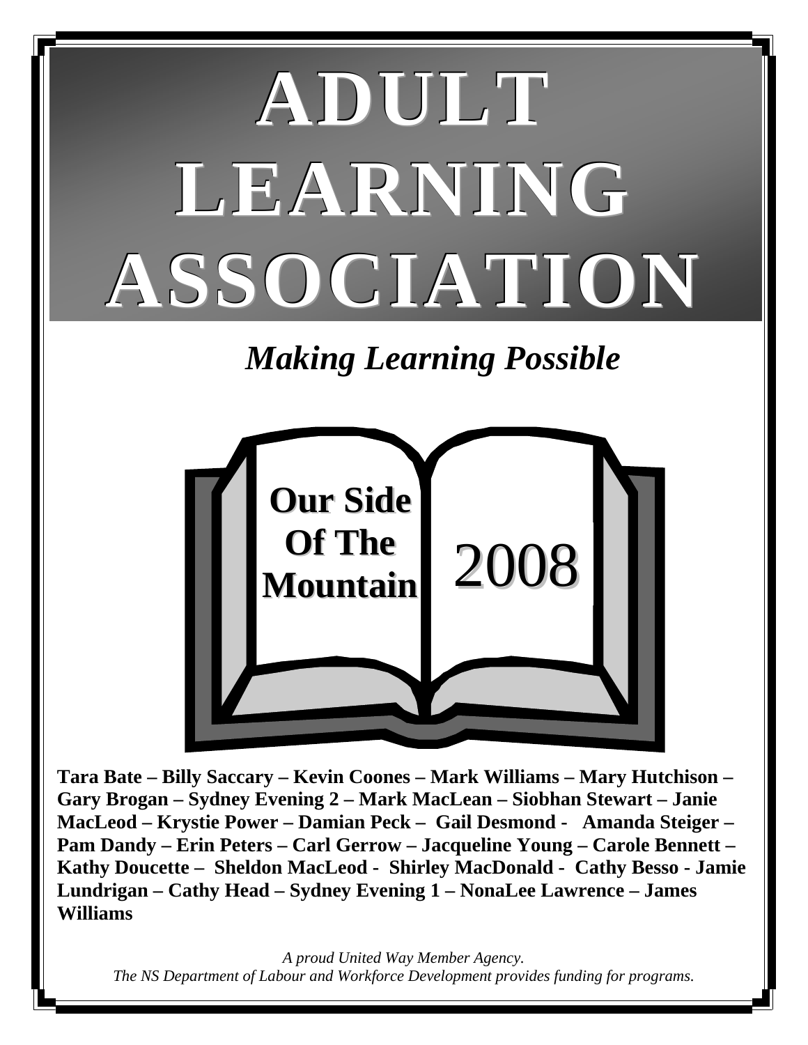# ADULT LEARNING ASSOCIATION

***Making Learning Possible***

**Our Side Of The Mountain**

2008

**Tara Bate – Billy Saccary – Kevin Coones – Mark Williams – Mary Hutchison – Gary Brogan – Sydney Evening 2 – Mark MacLean – Siobhan Stewart – Janie MacLeod – Krystie Power – Damian Peck – Gail Desmond - Amanda Steiger – Pam Dandy – Erin Peters – Carl Gerrow – Jacqueline Young – Carole Bennett – Kathy Doucette – Sheldon MacLeod - Shirley MacDonald - Cathy Besso - Jamie Lundrigan – Cathy Head – Sydney Evening 1 – NonaLee Lawrence – James Williams**

*A proud United Way Member Agency.*
*The NS Department of Labour and Workforce Development provides funding for programs.*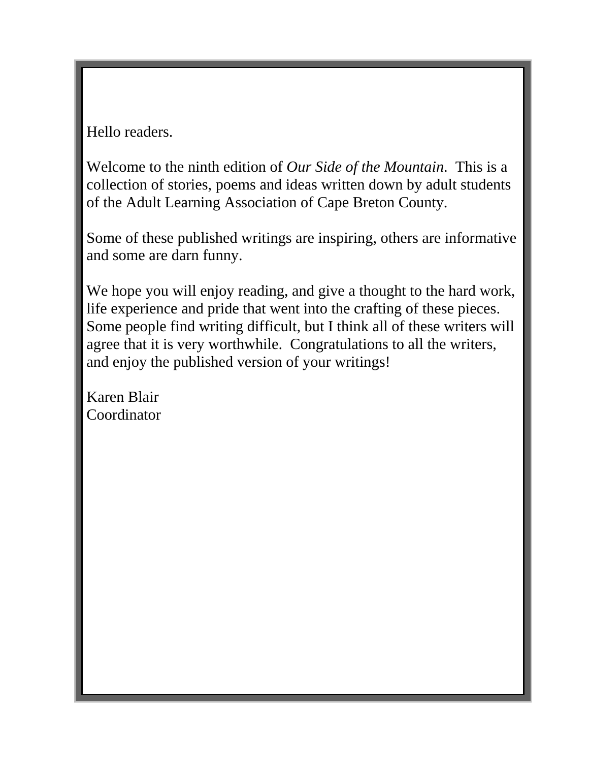Hello readers.

Welcome to the ninth edition of *Our Side of the Mountain*. This is a collection of stories, poems and ideas written down by adult students of the Adult Learning Association of Cape Breton County.

Some of these published writings are inspiring, others are informative and some are darn funny.

We hope you will enjoy reading, and give a thought to the hard work, life experience and pride that went into the crafting of these pieces. Some people find writing difficult, but I think all of these writers will agree that it is very worthwhile. Congratulations to all the writers, and enjoy the published version of your writings!

Karen Blair
Coordinator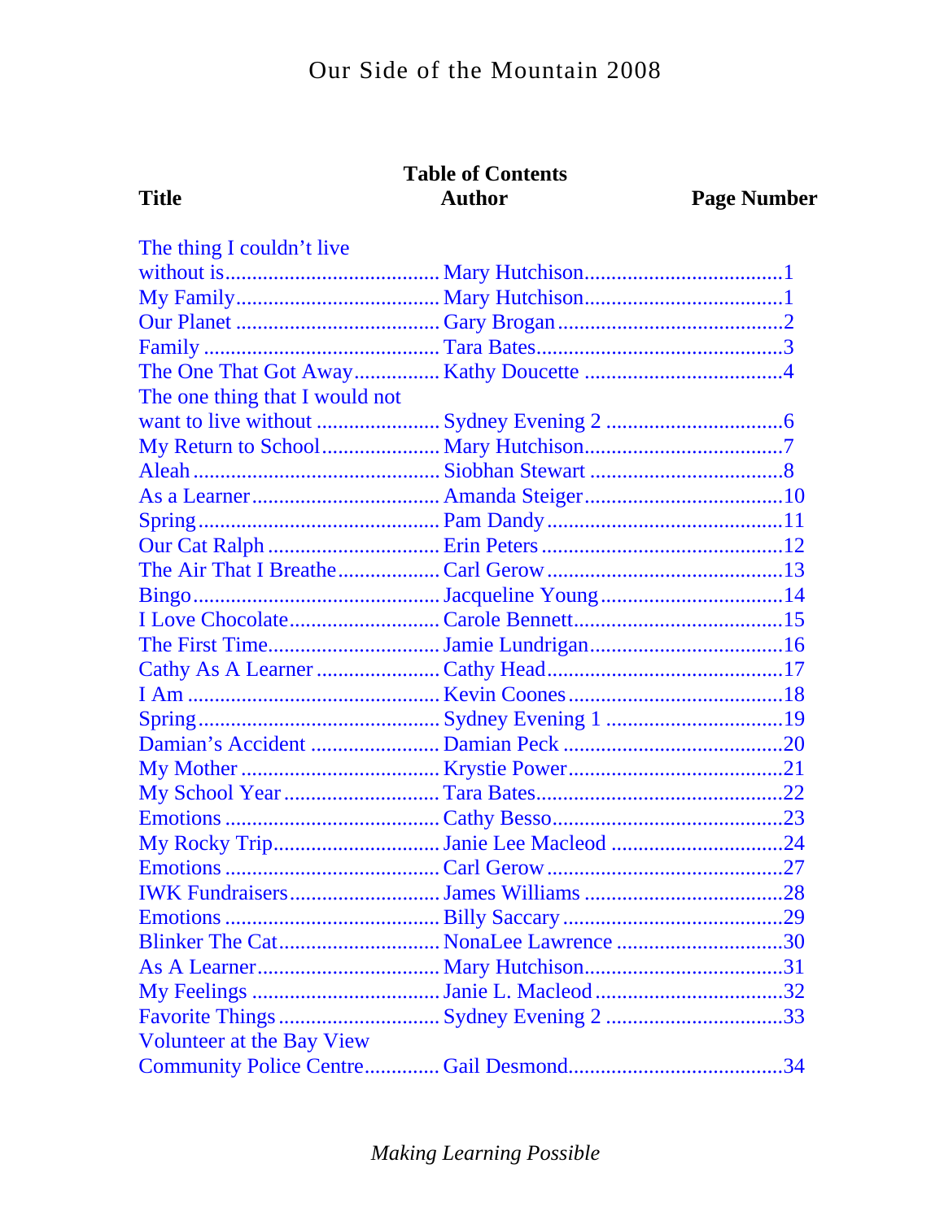## Table of Contents

| Title | Author | Page Number |
|---|---|---|
| The thing I couldn't live without is | Mary Hutchison | 1 |
| My Family | Mary Hutchison | 1 |
| Our Planet | Gary Brogan | 2 |
| Family | Tara Bates | 3 |
| The One That Got Away | Kathy Doucette | 4 |
| The one thing that I would not want to live without | Sydney Evening 2 | 6 |
| My Return to School | Mary Hutchison | 7 |
| Aleah | Siobhan Stewart | 8 |
| As a Learner | Amanda Steiger | 10 |
| Spring | Pam Dandy | 11 |
| Our Cat Ralph | Erin Peters | 12 |
| The Air That I Breathe | Carl Gerow | 13 |
| Bingo | Jacqueline Young | 14 |
| I Love Chocolate | Carole Bennett | 15 |
| The First Time | Jamie Lundrigan | 16 |
| Cathy As A Learner | Cathy Head | 17 |
| I Am | Kevin Coones | 18 |
| Spring | Sydney Evening 1 | 19 |
| Damian's Accident | Damian Peck | 20 |
| My Mother | Krystie Power | 21 |
| My School Year | Tara Bates | 22 |
| Emotions | Cathy Besso | 23 |
| My Rocky Trip | Janie Lee Macleod | 24 |
| Emotions | Carl Gerow | 27 |
| IWK Fundraisers | James Williams | 28 |
| Emotions | Billy Saccary | 29 |
| Blinker The Cat | NonaLee Lawrence | 30 |
| As A Learner | Mary Hutchison | 31 |
| My Feelings | Janie L. Macleod | 32 |
| Favorite Things | Sydney Evening 2 | 33 |
| Volunteer at the Bay View Community Police Centre | Gail Desmond | 34 |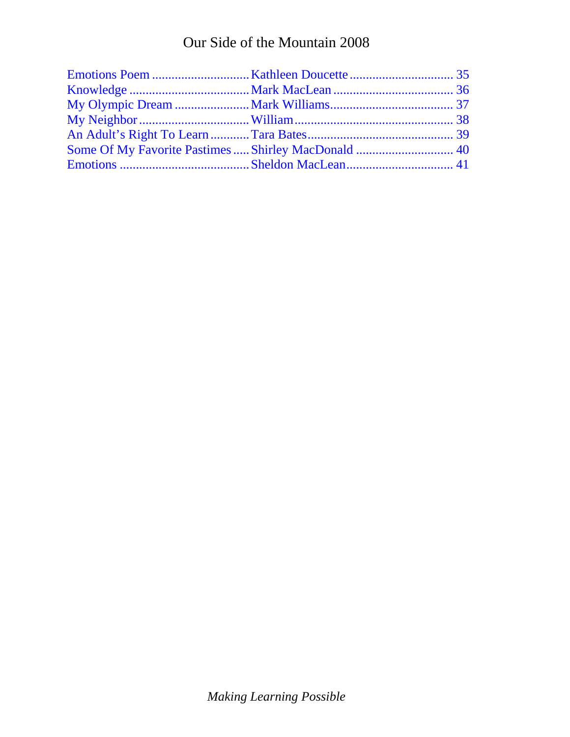| Title | Author | Page |
|---|---|---|
| Emotions Poem | Kathleen Doucette | 35 |
| Knowledge | Mark MacLean | 36 |
| My Olympic Dream | Mark Williams | 37 |
| My Neighbor | William | 38 |
| An Adult’s Right To Learn | Tara Bates | 39 |
| Some Of My Favorite Pastimes | Shirley MacDonald | 40 |
| Emotions | Sheldon MacLean | 41 |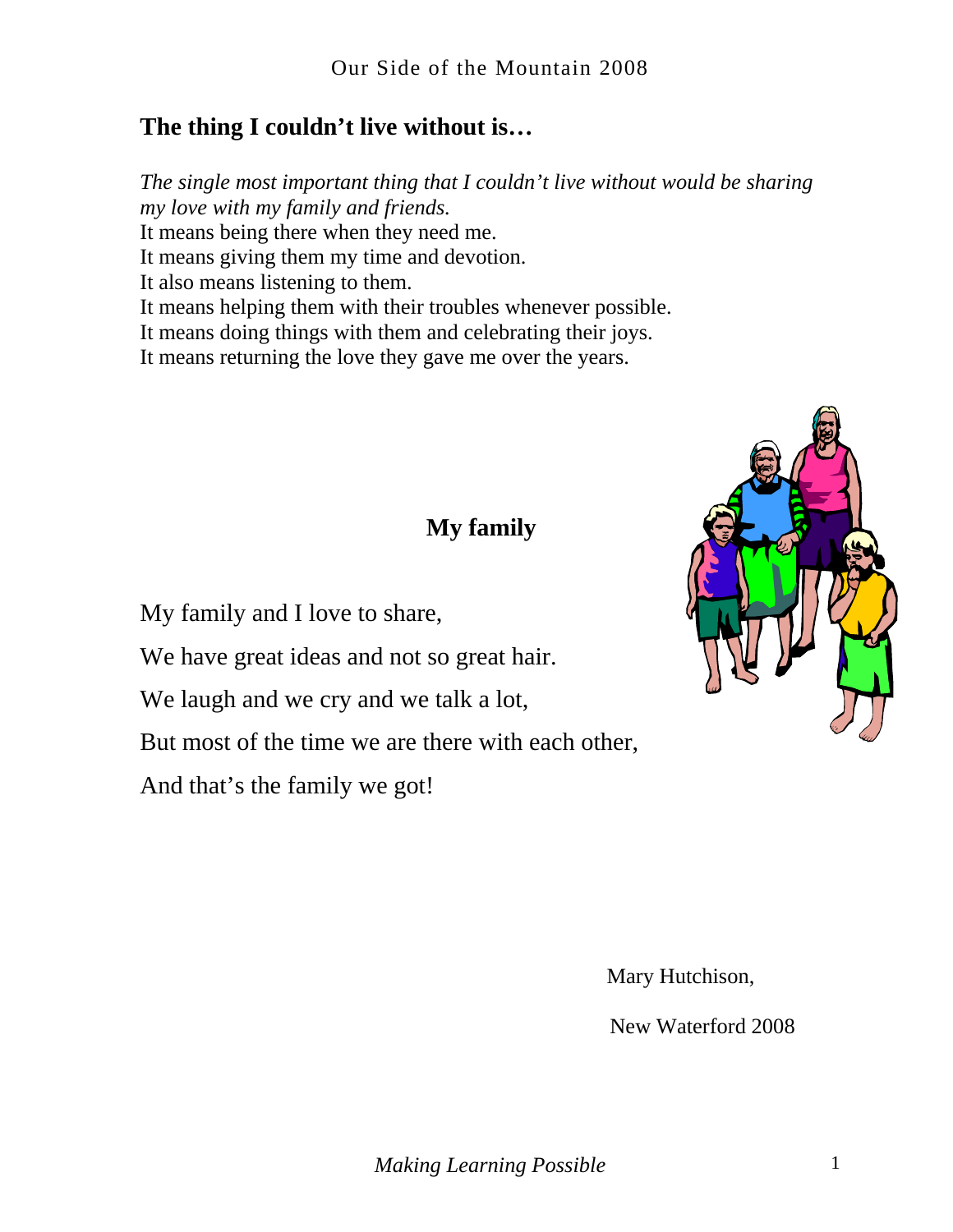## The thing I couldn't live without is…

*The single most important thing that I couldn't live without would be sharing my love with my family and friends.*
It means being there when they need me.
It means giving them my time and devotion.
It also means listening to them.
It means helping them with their troubles whenever possible.
It means doing things with them and celebrating their joys.
It means returning the love they gave me over the years.

### My family

My family and I love to share,

We have great ideas and not so great hair.

We laugh and we cry and we talk a lot,

But most of the time we are there with each other,

And that's the family we got!

Mary Hutchison,

New Waterford 2008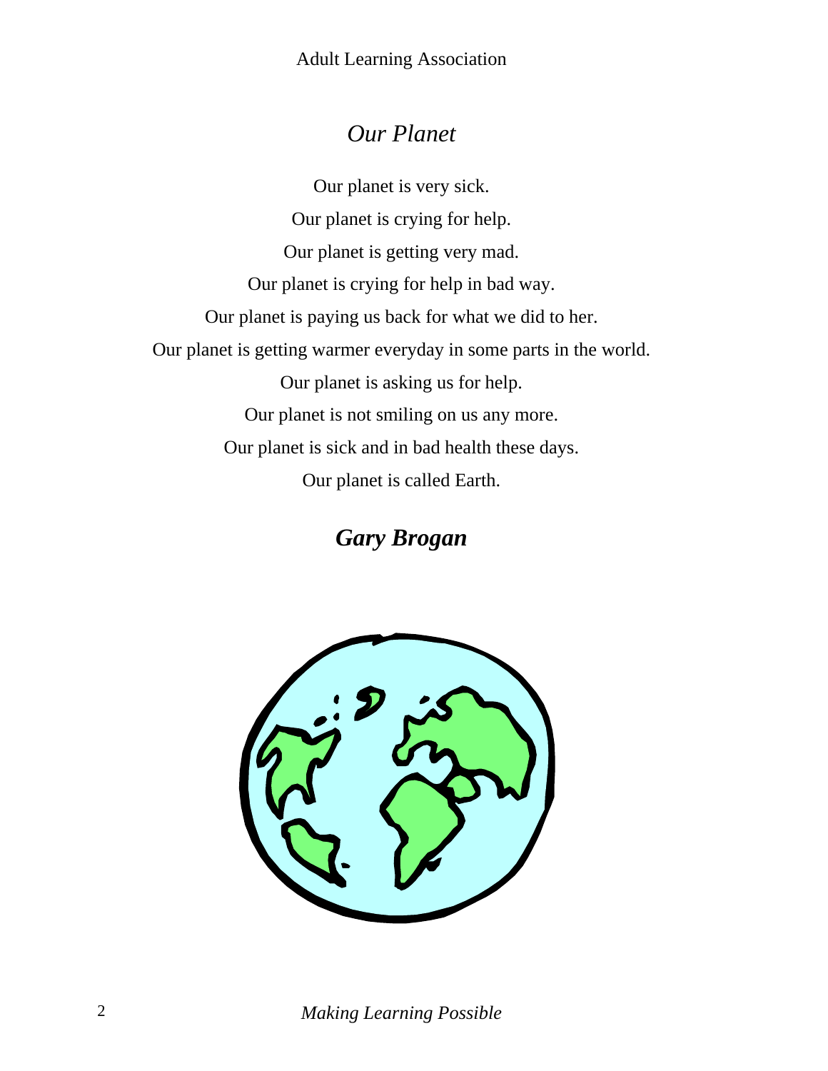# *Our Planet*

Our planet is very sick.

Our planet is crying for help.

Our planet is getting very mad.

Our planet is crying for help in bad way.

Our planet is paying us back for what we did to her.

Our planet is getting warmer everyday in some parts in the world.

Our planet is asking us for help.

Our planet is not smiling on us any more.

Our planet is sick and in bad health these days.

Our planet is called Earth.

***Gary Brogan***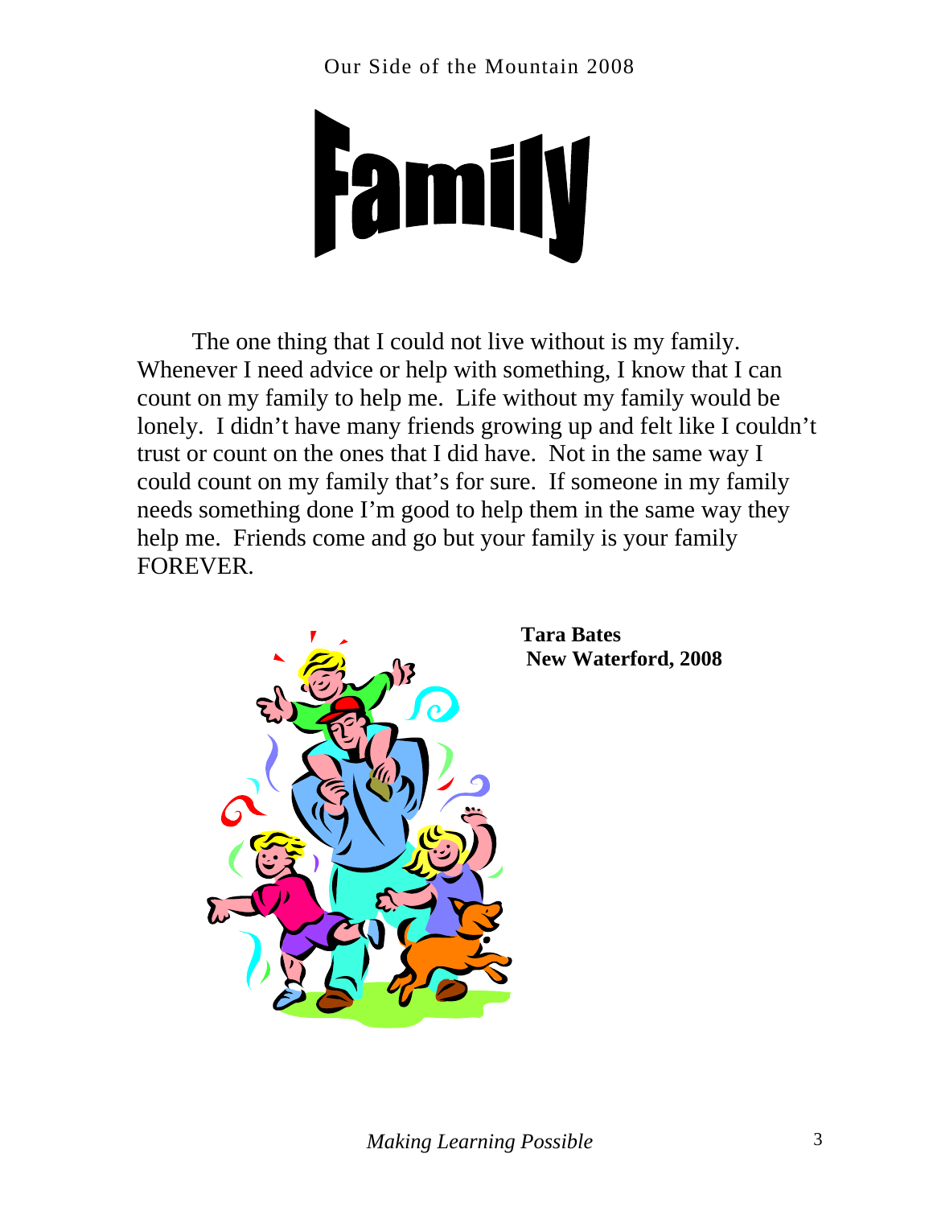# Family

The one thing that I could not live without is my family. Whenever I need advice or help with something, I know that I can count on my family to help me. Life without my family would be lonely. I didn't have many friends growing up and felt like I couldn't trust or count on the ones that I did have. Not in the same way I could count on my family that's for sure. If someone in my family needs something done I'm good to help them in the same way they help me. Friends come and go but your family is your family FOREVER.

**Tara Bates**
**New Waterford, 2008**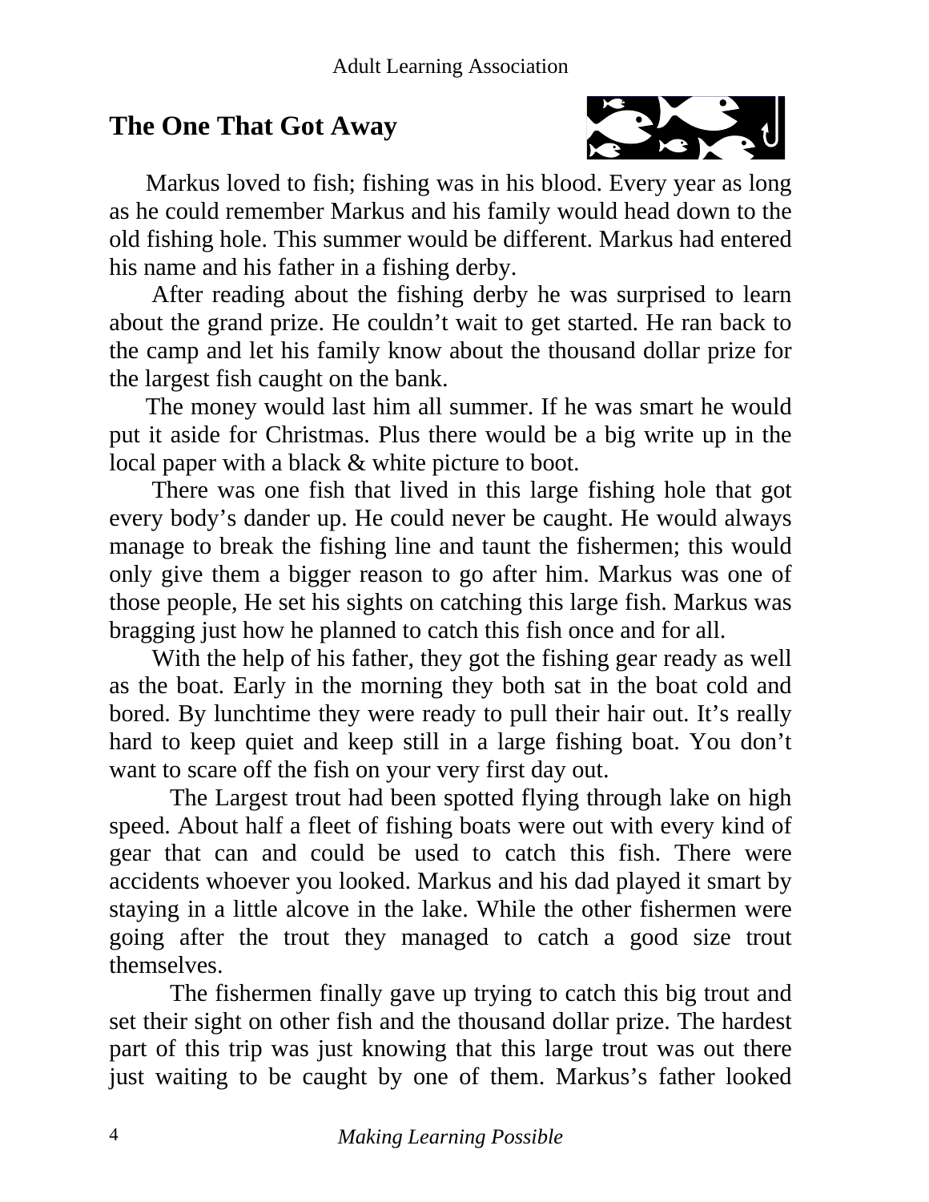## The One That Got Away

Markus loved to fish; fishing was in his blood. Every year as long as he could remember Markus and his family would head down to the old fishing hole. This summer would be different. Markus had entered his name and his father in a fishing derby.

After reading about the fishing derby he was surprised to learn about the grand prize. He couldn't wait to get started. He ran back to the camp and let his family know about the thousand dollar prize for the largest fish caught on the bank.

The money would last him all summer. If he was smart he would put it aside for Christmas. Plus there would be a big write up in the local paper with a black & white picture to boot.

There was one fish that lived in this large fishing hole that got every body's dander up. He could never be caught. He would always manage to break the fishing line and taunt the fishermen; this would only give them a bigger reason to go after him. Markus was one of those people, He set his sights on catching this large fish. Markus was bragging just how he planned to catch this fish once and for all.

With the help of his father, they got the fishing gear ready as well as the boat. Early in the morning they both sat in the boat cold and bored. By lunchtime they were ready to pull their hair out. It's really hard to keep quiet and keep still in a large fishing boat. You don't want to scare off the fish on your very first day out.

The Largest trout had been spotted flying through lake on high speed. About half a fleet of fishing boats were out with every kind of gear that can and could be used to catch this fish. There were accidents whoever you looked. Markus and his dad played it smart by staying in a little alcove in the lake. While the other fishermen were going after the trout they managed to catch a good size trout themselves.

The fishermen finally gave up trying to catch this big trout and set their sight on other fish and the thousand dollar prize. The hardest part of this trip was just knowing that this large trout was out there just waiting to be caught by one of them. Markus's father looked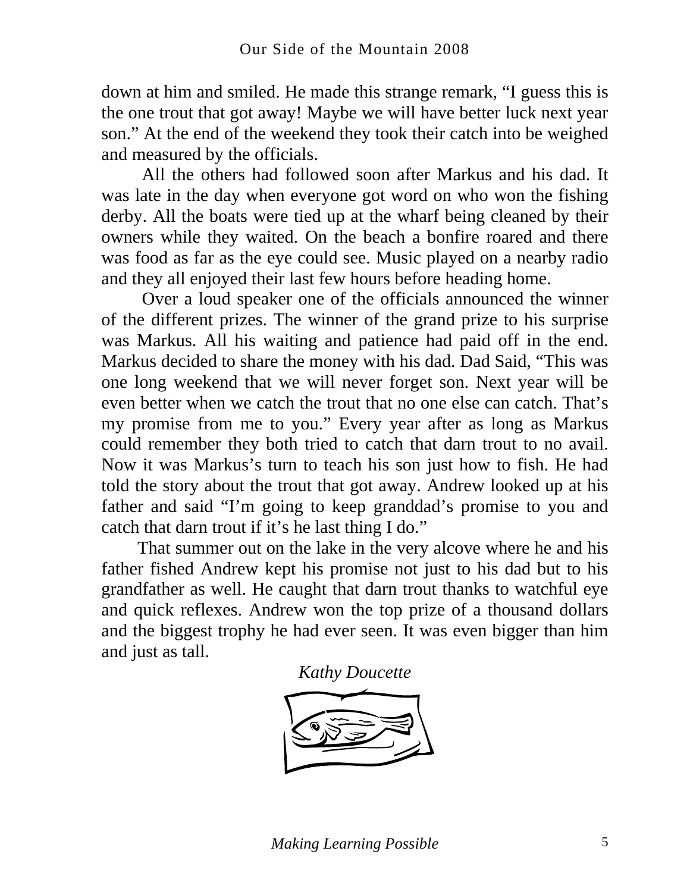down at him and smiled. He made this strange remark, "I guess this is the one trout that got away! Maybe we will have better luck next year son." At the end of the weekend they took their catch into be weighed and measured by the officials.

All the others had followed soon after Markus and his dad. It was late in the day when everyone got word on who won the fishing derby. All the boats were tied up at the wharf being cleaned by their owners while they waited. On the beach a bonfire roared and there was food as far as the eye could see. Music played on a nearby radio and they all enjoyed their last few hours before heading home.

Over a loud speaker one of the officials announced the winner of the different prizes. The winner of the grand prize to his surprise was Markus. All his waiting and patience had paid off in the end. Markus decided to share the money with his dad. Dad Said, "This was one long weekend that we will never forget son. Next year will be even better when we catch the trout that no one else can catch. That's my promise from me to you." Every year after as long as Markus could remember they both tried to catch that darn trout to no avail. Now it was Markus's turn to teach his son just how to fish. He had told the story about the trout that got away. Andrew looked up at his father and said "I'm going to keep granddad's promise to you and catch that darn trout if it's he last thing I do."

That summer out on the lake in the very alcove where he and his father fished Andrew kept his promise not just to his dad but to his grandfather as well. He caught that darn trout thanks to watchful eye and quick reflexes. Andrew won the top prize of a thousand dollars and the biggest trophy he had ever seen. It was even bigger than him and just as tall.

*Kathy Doucette*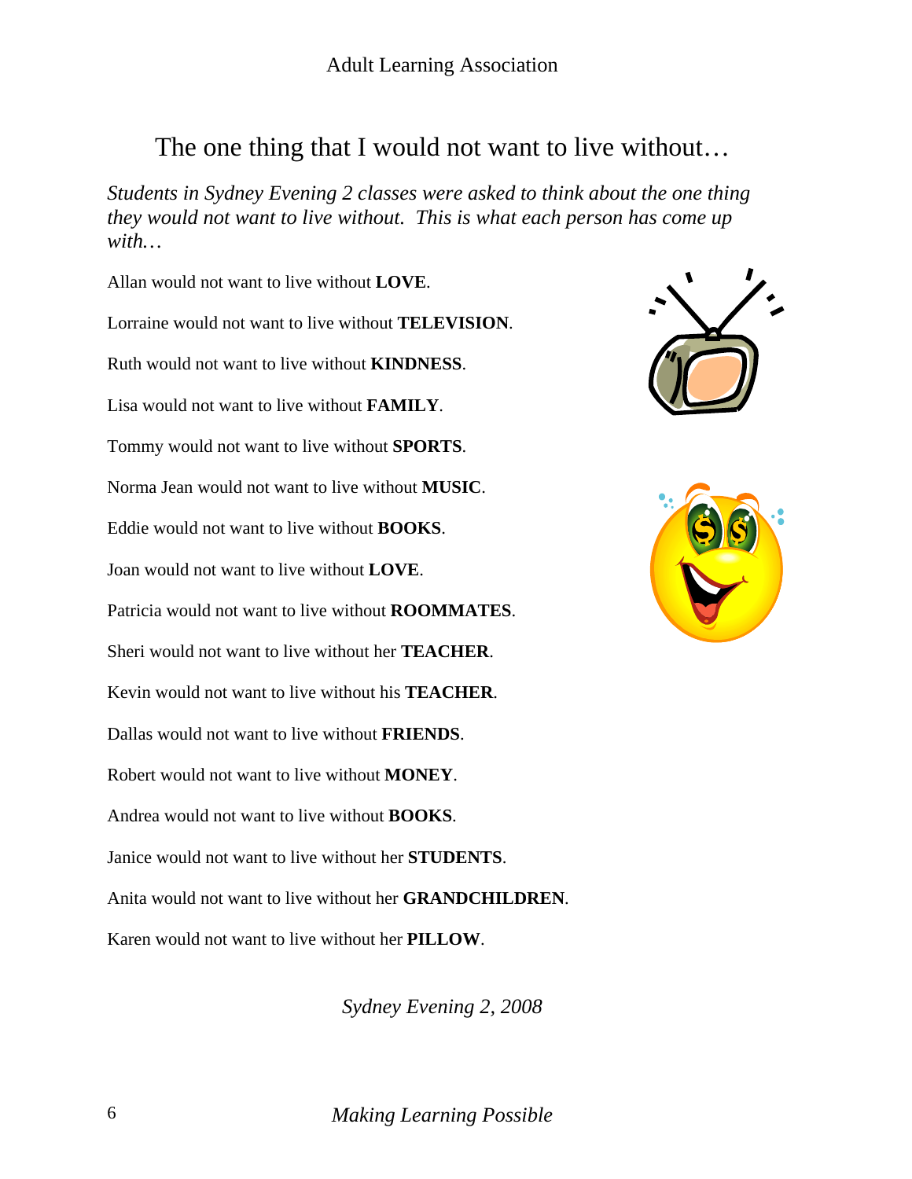# The one thing that I would not want to live without…

*Students in Sydney Evening 2 classes were asked to think about the one thing they would not want to live without. This is what each person has come up with…*

Allan would not want to live without **LOVE**.

Lorraine would not want to live without **TELEVISION**.

Ruth would not want to live without **KINDNESS**.

Lisa would not want to live without **FAMILY**.

Tommy would not want to live without **SPORTS**.

Norma Jean would not want to live without **MUSIC**.

Eddie would not want to live without **BOOKS**.

Joan would not want to live without **LOVE**.

Patricia would not want to live without **ROOMMATES**.

Sheri would not want to live without her **TEACHER**.

Kevin would not want to live without his **TEACHER**.

Dallas would not want to live without **FRIENDS**.

Robert would not want to live without **MONEY**.

Andrea would not want to live without **BOOKS**.

Janice would not want to live without her **STUDENTS**.

Anita would not want to live without her **GRANDCHILDREN**.

Karen would not want to live without her **PILLOW**.

*Sydney Evening 2, 2008*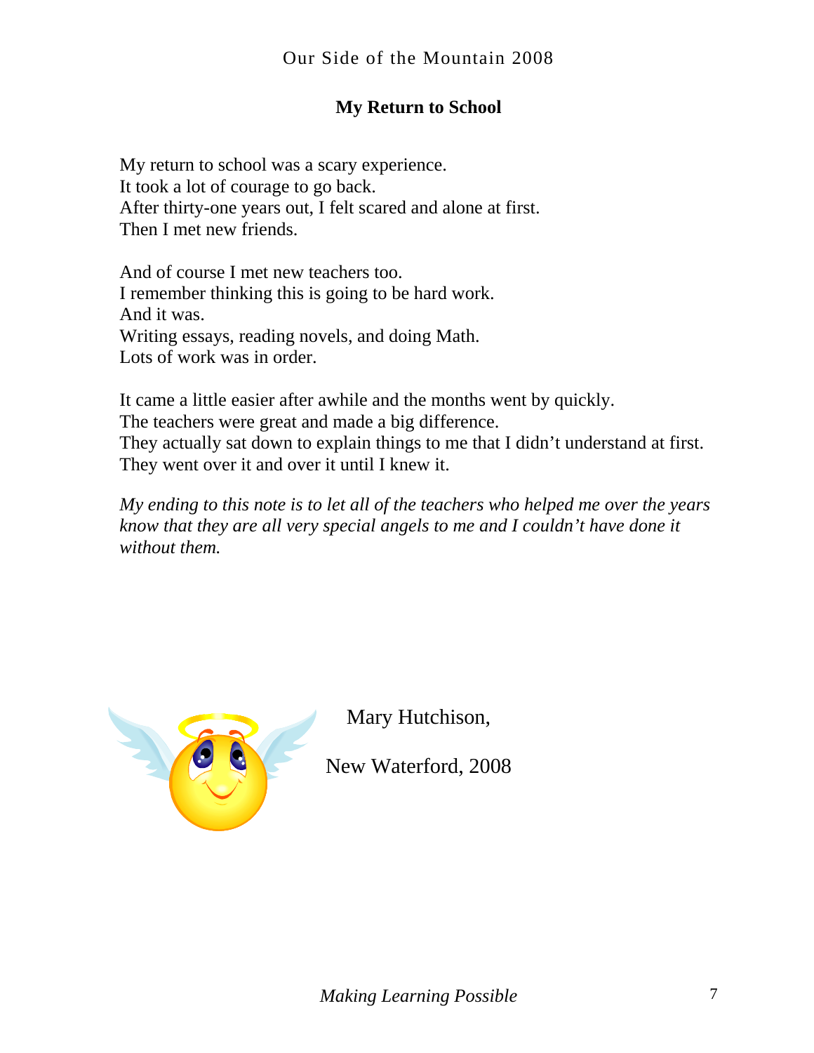## My Return to School

My return to school was a scary experience.
It took a lot of courage to go back.
After thirty-one years out, I felt scared and alone at first.
Then I met new friends.

And of course I met new teachers too.
I remember thinking this is going to be hard work.
And it was.
Writing essays, reading novels, and doing Math.
Lots of work was in order.

It came a little easier after awhile and the months went by quickly.
The teachers were great and made a big difference.
They actually sat down to explain things to me that I didn't understand at first.
They went over it and over it until I knew it.

*My ending to this note is to let all of the teachers who helped me over the years know that they are all very special angels to me and I couldn't have done it without them.*

Mary Hutchison,

New Waterford, 2008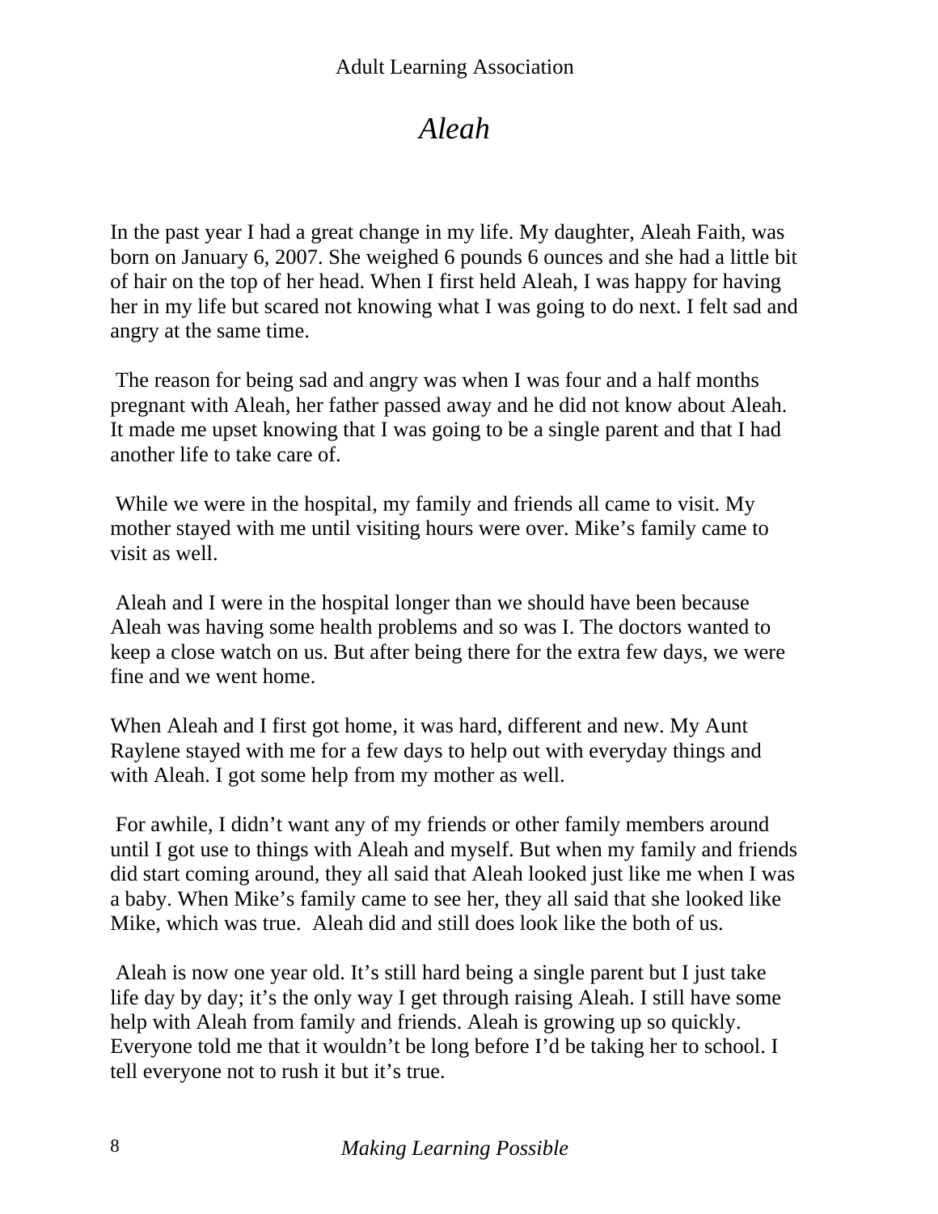# *Aleah*

In the past year I had a great change in my life. My daughter, Aleah Faith, was born on January 6, 2007. She weighed 6 pounds 6 ounces and she had a little bit of hair on the top of her head. When I first held Aleah, I was happy for having her in my life but scared not knowing what I was going to do next. I felt sad and angry at the same time.

The reason for being sad and angry was when I was four and a half months pregnant with Aleah, her father passed away and he did not know about Aleah. It made me upset knowing that I was going to be a single parent and that I had another life to take care of.

While we were in the hospital, my family and friends all came to visit. My mother stayed with me until visiting hours were over. Mike's family came to visit as well.

Aleah and I were in the hospital longer than we should have been because Aleah was having some health problems and so was I. The doctors wanted to keep a close watch on us. But after being there for the extra few days, we were fine and we went home.

When Aleah and I first got home, it was hard, different and new. My Aunt Raylene stayed with me for a few days to help out with everyday things and with Aleah. I got some help from my mother as well.

For awhile, I didn't want any of my friends or other family members around until I got use to things with Aleah and myself. But when my family and friends did start coming around, they all said that Aleah looked just like me when I was a baby. When Mike's family came to see her, they all said that she looked like Mike, which was true. Aleah did and still does look like the both of us.

Aleah is now one year old. It's still hard being a single parent but I just take life day by day; it's the only way I get through raising Aleah. I still have some help with Aleah from family and friends. Aleah is growing up so quickly. Everyone told me that it wouldn't be long before I'd be taking her to school. I tell everyone not to rush it but it's true.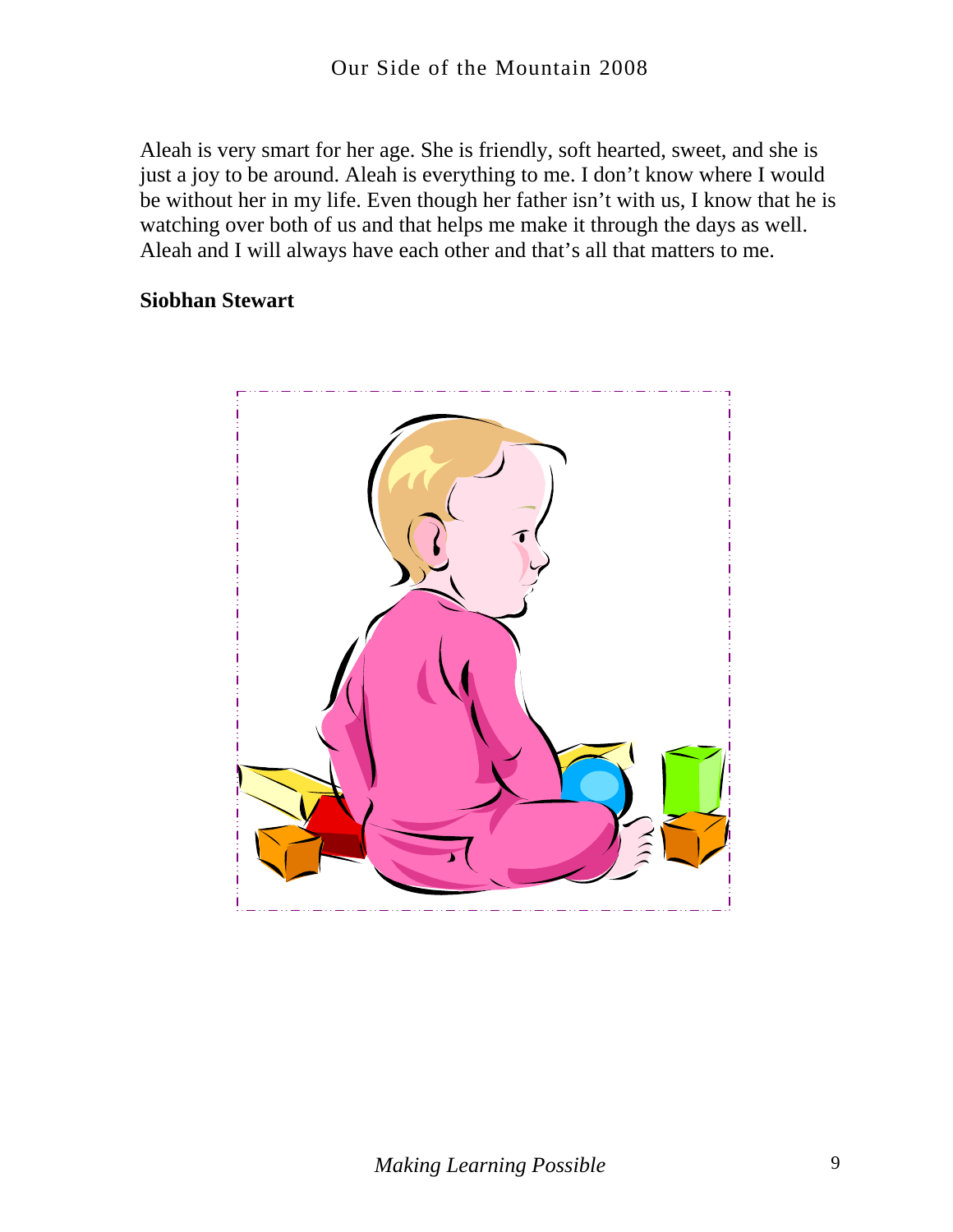Aleah is very smart for her age. She is friendly, soft hearted, sweet, and she is just a joy to be around. Aleah is everything to me. I don't know where I would be without her in my life. Even though her father isn't with us, I know that he is watching over both of us and that helps me make it through the days as well. Aleah and I will always have each other and that's all that matters to me.

**Siobhan Stewart**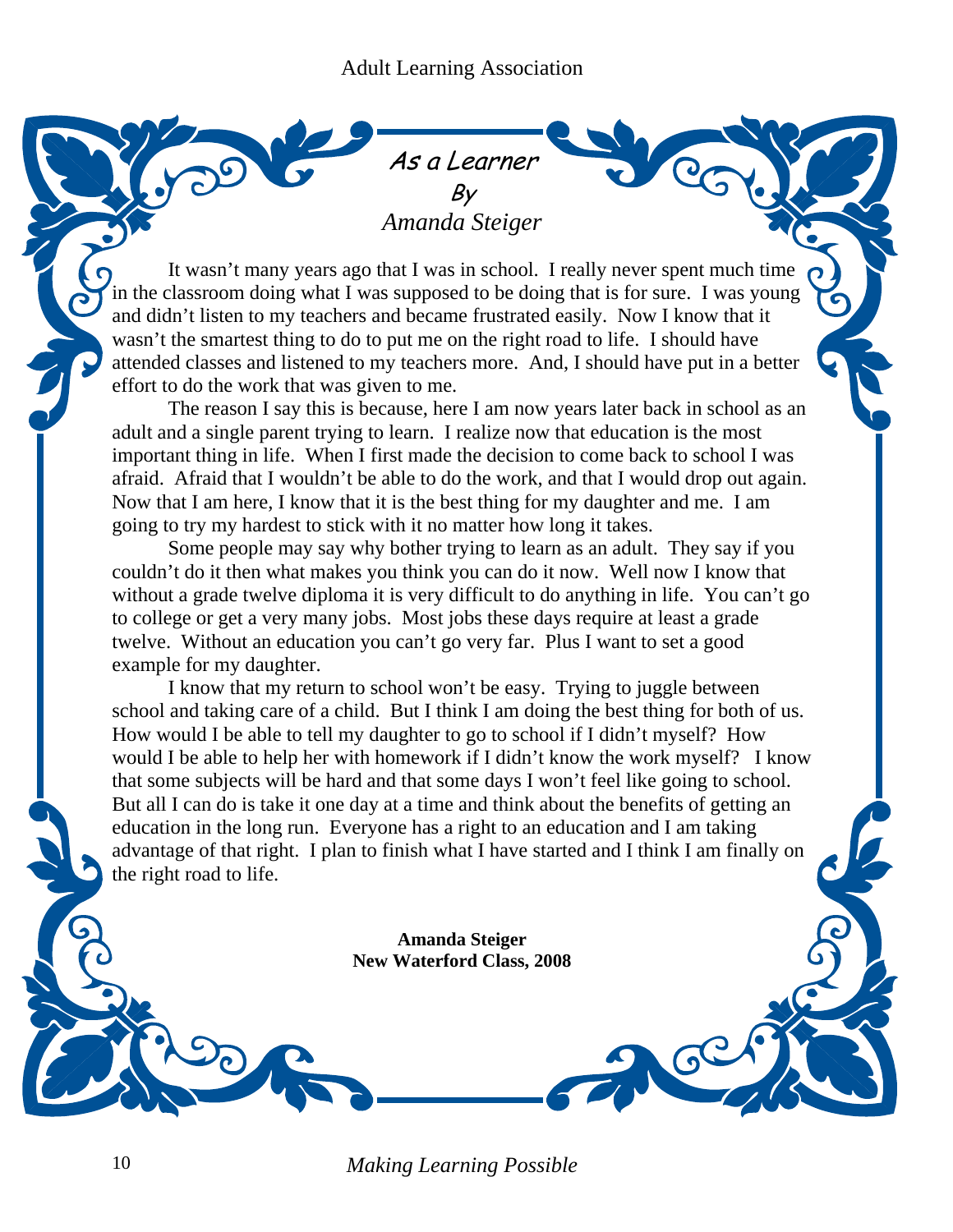# As a Learner

By

*Amanda Steiger*

It wasn't many years ago that I was in school. I really never spent much time in the classroom doing what I was supposed to be doing that is for sure. I was young and didn't listen to my teachers and became frustrated easily. Now I know that it wasn't the smartest thing to do to put me on the right road to life. I should have attended classes and listened to my teachers more. And, I should have put in a better effort to do the work that was given to me.

The reason I say this is because, here I am now years later back in school as an adult and a single parent trying to learn. I realize now that education is the most important thing in life. When I first made the decision to come back to school I was afraid. Afraid that I wouldn't be able to do the work, and that I would drop out again. Now that I am here, I know that it is the best thing for my daughter and me. I am going to try my hardest to stick with it no matter how long it takes.

Some people may say why bother trying to learn as an adult. They say if you couldn't do it then what makes you think you can do it now. Well now I know that without a grade twelve diploma it is very difficult to do anything in life. You can't go to college or get a very many jobs. Most jobs these days require at least a grade twelve. Without an education you can't go very far. Plus I want to set a good example for my daughter.

I know that my return to school won't be easy. Trying to juggle between school and taking care of a child. But I think I am doing the best thing for both of us. How would I be able to tell my daughter to go to school if I didn't myself? How would I be able to help her with homework if I didn't know the work myself? I know that some subjects will be hard and that some days I won't feel like going to school. But all I can do is take it one day at a time and think about the benefits of getting an education in the long run. Everyone has a right to an education and I am taking advantage of that right. I plan to finish what I have started and I think I am finally on the right road to life.

**Amanda Steiger**
**New Waterford Class, 2008**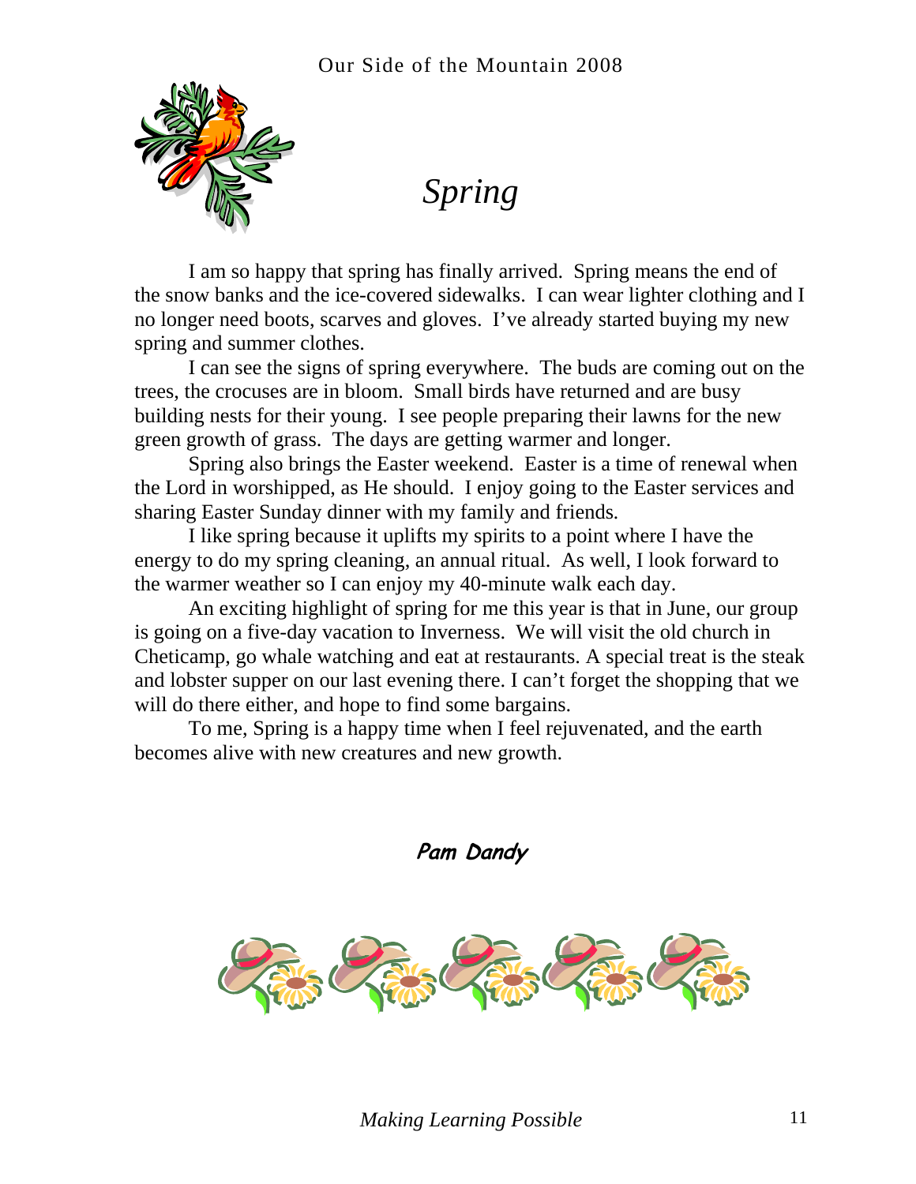# *Spring*

I am so happy that spring has finally arrived. Spring means the end of the snow banks and the ice-covered sidewalks. I can wear lighter clothing and I no longer need boots, scarves and gloves. I've already started buying my new spring and summer clothes.

I can see the signs of spring everywhere. The buds are coming out on the trees, the crocuses are in bloom. Small birds have returned and are busy building nests for their young. I see people preparing their lawns for the new green growth of grass. The days are getting warmer and longer.

Spring also brings the Easter weekend. Easter is a time of renewal when the Lord in worshipped, as He should. I enjoy going to the Easter services and sharing Easter Sunday dinner with my family and friends.

I like spring because it uplifts my spirits to a point where I have the energy to do my spring cleaning, an annual ritual. As well, I look forward to the warmer weather so I can enjoy my 40-minute walk each day.

An exciting highlight of spring for me this year is that in June, our group is going on a five-day vacation to Inverness. We will visit the old church in Cheticamp, go whale watching and eat at restaurants. A special treat is the steak and lobster supper on our last evening there. I can't forget the shopping that we will do there either, and hope to find some bargains.

To me, Spring is a happy time when I feel rejuvenated, and the earth becomes alive with new creatures and new growth.

***Pam Dandy***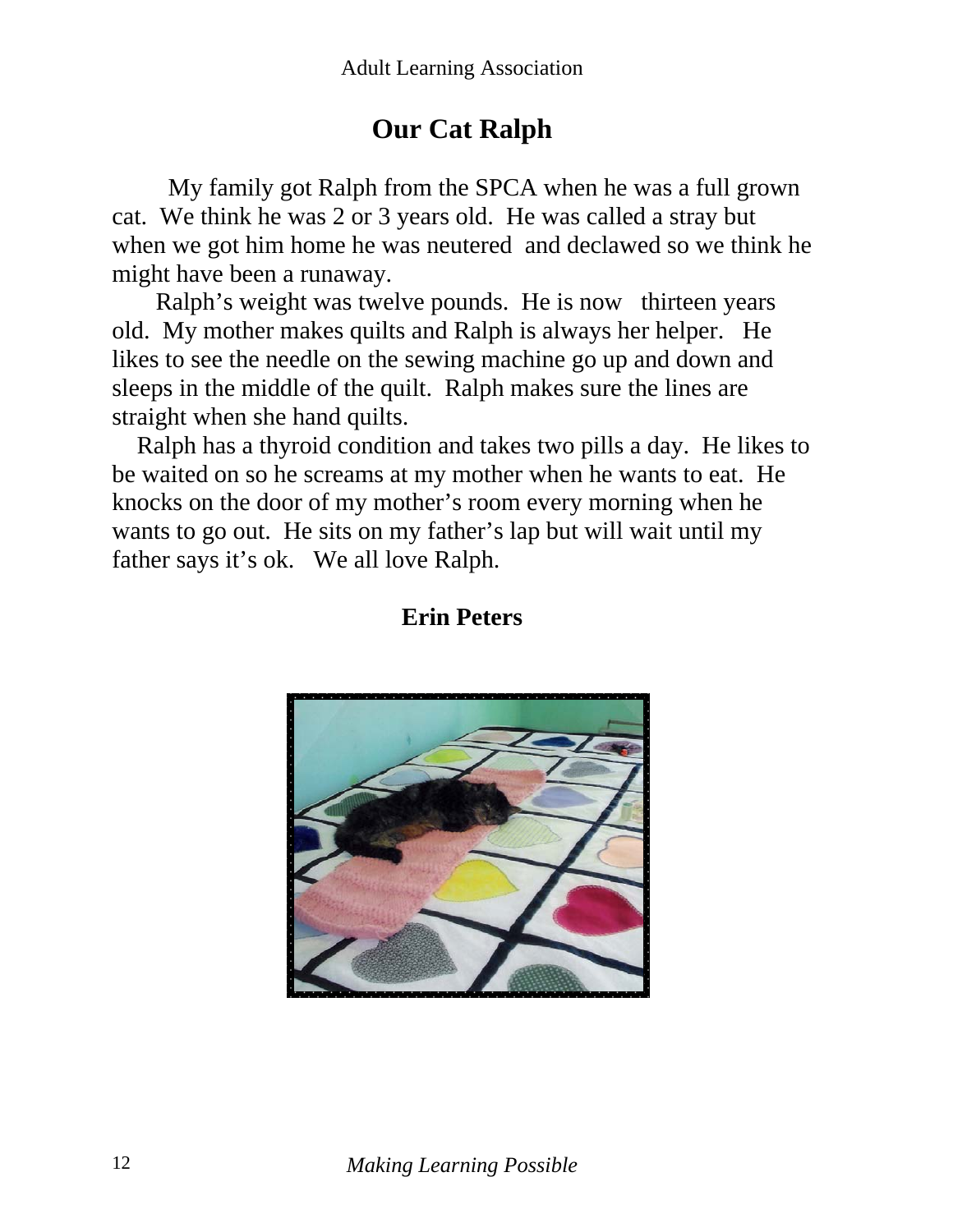# Our Cat Ralph

My family got Ralph from the SPCA when he was a full grown cat. We think he was 2 or 3 years old. He was called a stray but when we got him home he was neutered and declawed so we think he might have been a runaway.

Ralph's weight was twelve pounds. He is now thirteen years old. My mother makes quilts and Ralph is always her helper. He likes to see the needle on the sewing machine go up and down and sleeps in the middle of the quilt. Ralph makes sure the lines are straight when she hand quilts.

Ralph has a thyroid condition and takes two pills a day. He likes to be waited on so he screams at my mother when he wants to eat. He knocks on the door of my mother's room every morning when he wants to go out. He sits on my father's lap but will wait until my father says it's ok. We all love Ralph.

**Erin Peters**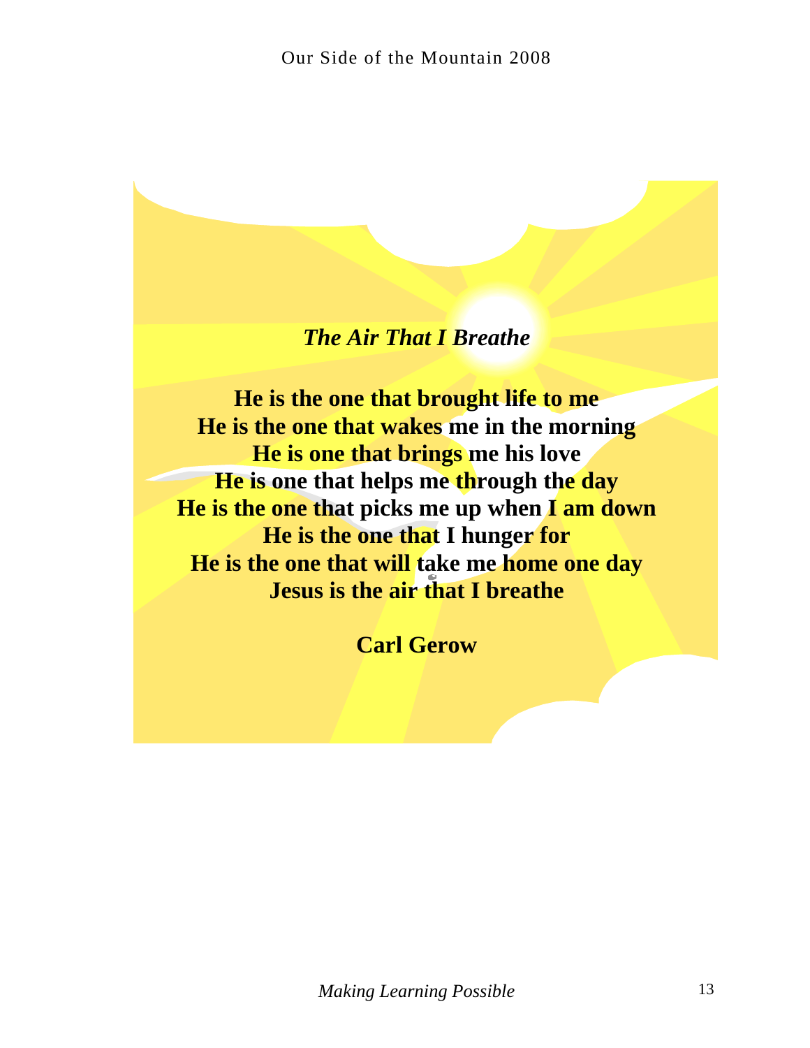***The Air That I Breathe***

**He is the one that brought life to me**
**He is the one that wakes me in the morning**
**He is one that brings me his love**
**He is one that helps me through the day**
**He is the one that picks me up when I am down**
**He is the one that I hunger for**
**He is the one that will take me home one day**
**Jesus is the air that I breathe**

**Carl Gerow**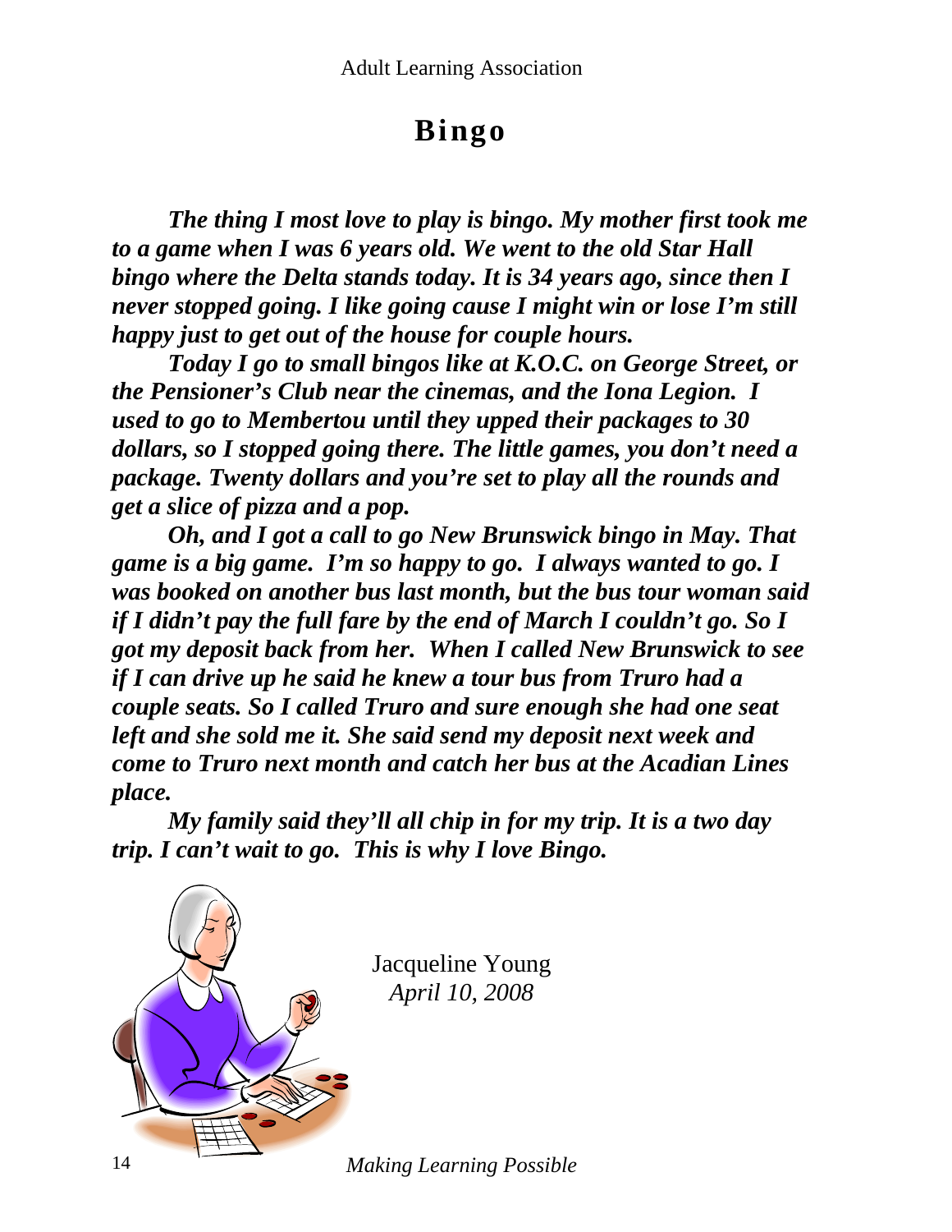# Bingo

***The thing I most love to play is bingo. My mother first took me to a game when I was 6 years old. We went to the old Star Hall bingo where the Delta stands today. It is 34 years ago, since then I never stopped going. I like going cause I might win or lose I'm still happy just to get out of the house for couple hours.***

***Today I go to small bingos like at K.O.C. on George Street, or the Pensioner's Club near the cinemas, and the Iona Legion. I used to go to Membertou until they upped their packages to 30 dollars, so I stopped going there. The little games, you don't need a package. Twenty dollars and you're set to play all the rounds and get a slice of pizza and a pop.***

***Oh, and I got a call to go New Brunswick bingo in May. That game is a big game. I'm so happy to go. I always wanted to go. I was booked on another bus last month, but the bus tour woman said if I didn't pay the full fare by the end of March I couldn't go. So I got my deposit back from her. When I called New Brunswick to see if I can drive up he said he knew a tour bus from Truro had a couple seats. So I called Truro and sure enough she had one seat left and she sold me it. She said send my deposit next week and come to Truro next month and catch her bus at the Acadian Lines place.***

***My family said they'll all chip in for my trip. It is a two day trip. I can't wait to go. This is why I love Bingo.***

Jacqueline Young
*April 10, 2008*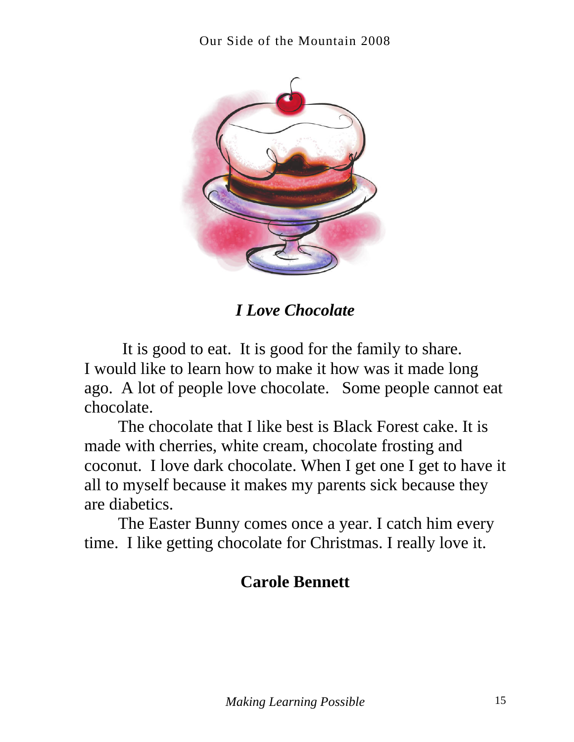## *I Love Chocolate*

It is good to eat. It is good for the family to share. I would like to learn how to make it how was it made long ago. A lot of people love chocolate. Some people cannot eat chocolate.

The chocolate that I like best is Black Forest cake. It is made with cherries, white cream, chocolate frosting and coconut. I love dark chocolate. When I get one I get to have it all to myself because it makes my parents sick because they are diabetics.

The Easter Bunny comes once a year. I catch him every time. I like getting chocolate for Christmas. I really love it.

**Carole Bennett**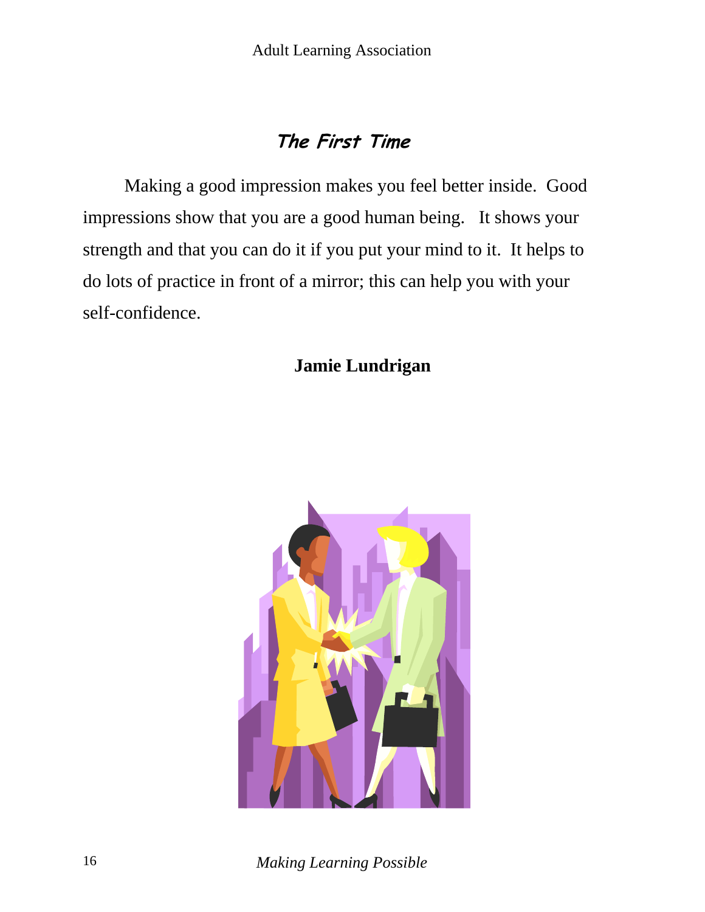## *The First Time*

Making a good impression makes you feel better inside. Good impressions show that you are a good human being. It shows your strength and that you can do it if you put your mind to it. It helps to do lots of practice in front of a mirror; this can help you with your self-confidence.

**Jamie Lundrigan**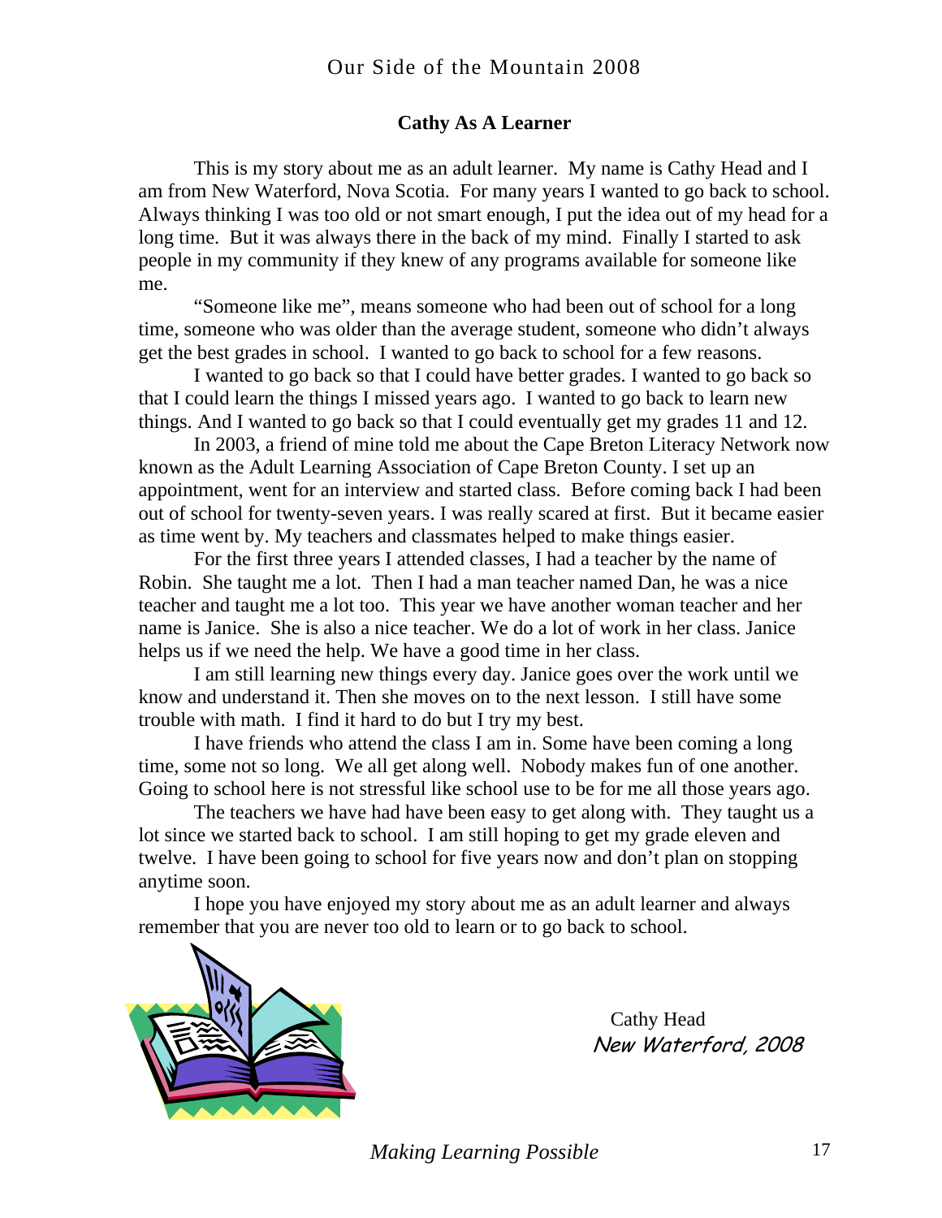## Cathy As A Learner

This is my story about me as an adult learner. My name is Cathy Head and I am from New Waterford, Nova Scotia. For many years I wanted to go back to school. Always thinking I was too old or not smart enough, I put the idea out of my head for a long time. But it was always there in the back of my mind. Finally I started to ask people in my community if they knew of any programs available for someone like me.

"Someone like me", means someone who had been out of school for a long time, someone who was older than the average student, someone who didn't always get the best grades in school. I wanted to go back to school for a few reasons.

I wanted to go back so that I could have better grades. I wanted to go back so that I could learn the things I missed years ago. I wanted to go back to learn new things. And I wanted to go back so that I could eventually get my grades 11 and 12.

In 2003, a friend of mine told me about the Cape Breton Literacy Network now known as the Adult Learning Association of Cape Breton County. I set up an appointment, went for an interview and started class. Before coming back I had been out of school for twenty-seven years. I was really scared at first. But it became easier as time went by. My teachers and classmates helped to make things easier.

For the first three years I attended classes, I had a teacher by the name of Robin. She taught me a lot. Then I had a man teacher named Dan, he was a nice teacher and taught me a lot too. This year we have another woman teacher and her name is Janice. She is also a nice teacher. We do a lot of work in her class. Janice helps us if we need the help. We have a good time in her class.

I am still learning new things every day. Janice goes over the work until we know and understand it. Then she moves on to the next lesson. I still have some trouble with math. I find it hard to do but I try my best.

I have friends who attend the class I am in. Some have been coming a long time, some not so long. We all get along well. Nobody makes fun of one another. Going to school here is not stressful like school use to be for me all those years ago.

The teachers we have had have been easy to get along with. They taught us a lot since we started back to school. I am still hoping to get my grade eleven and twelve. I have been going to school for five years now and don't plan on stopping anytime soon.

I hope you have enjoyed my story about me as an adult learner and always remember that you are never too old to learn or to go back to school.

Cathy Head
*New Waterford, 2008*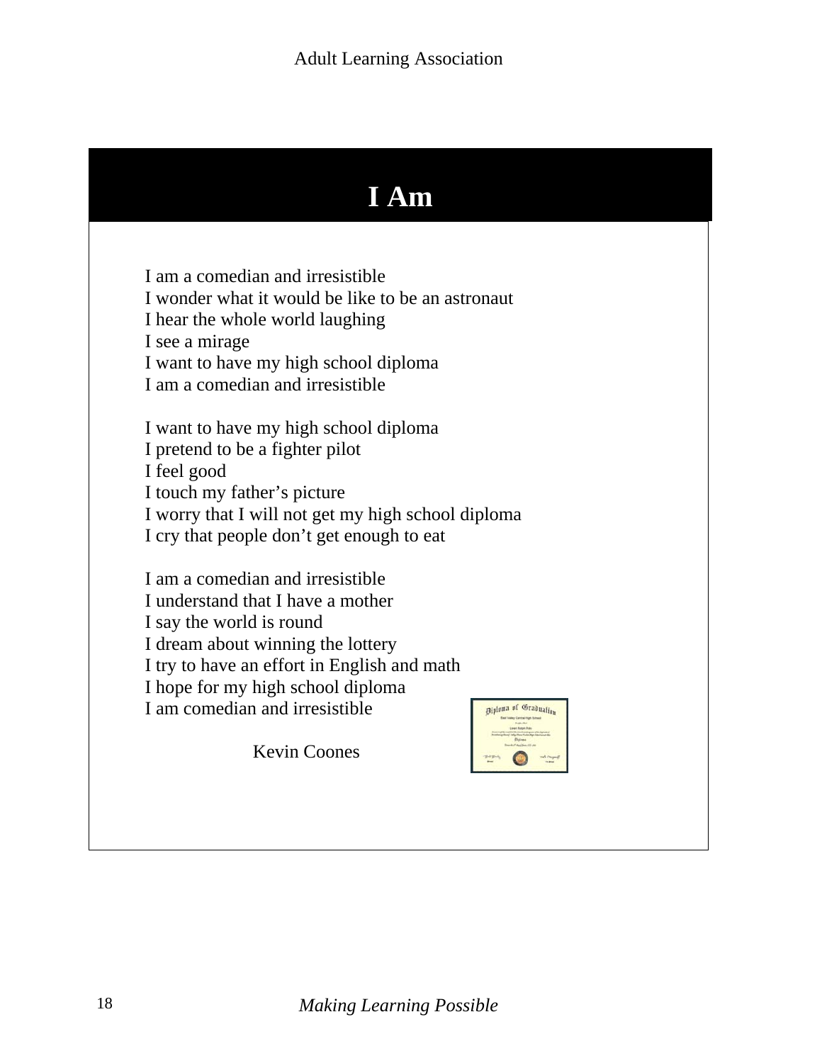# I Am

I am a comedian and irresistible
I wonder what it would be like to be an astronaut
I hear the whole world laughing
I see a mirage
I want to have my high school diploma
I am a comedian and irresistible

I want to have my high school diploma
I pretend to be a fighter pilot
I feel good
I touch my father's picture
I worry that I will not get my high school diploma
I cry that people don't get enough to eat

I am a comedian and irresistible
I understand that I have a mother
I say the world is round
I dream about winning the lottery
I try to have an effort in English and math
I hope for my high school diploma
I am comedian and irresistible

Kevin Coones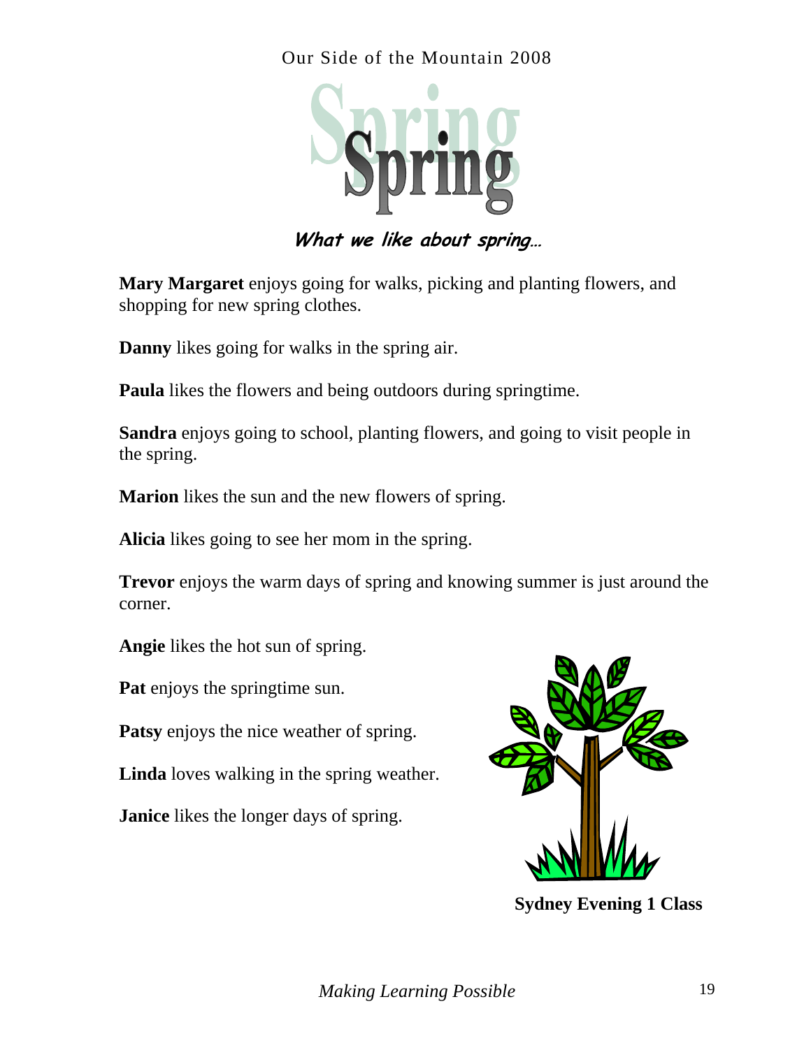# Spring

***What we like about spring…***

**Mary Margaret** enjoys going for walks, picking and planting flowers, and shopping for new spring clothes.

**Danny** likes going for walks in the spring air.

**Paula** likes the flowers and being outdoors during springtime.

**Sandra** enjoys going to school, planting flowers, and going to visit people in the spring.

**Marion** likes the sun and the new flowers of spring.

**Alicia** likes going to see her mom in the spring.

**Trevor** enjoys the warm days of spring and knowing summer is just around the corner.

**Angie** likes the hot sun of spring.

**Pat** enjoys the springtime sun.

**Patsy** enjoys the nice weather of spring.

**Linda** loves walking in the spring weather.

**Janice** likes the longer days of spring.

**Sydney Evening 1 Class**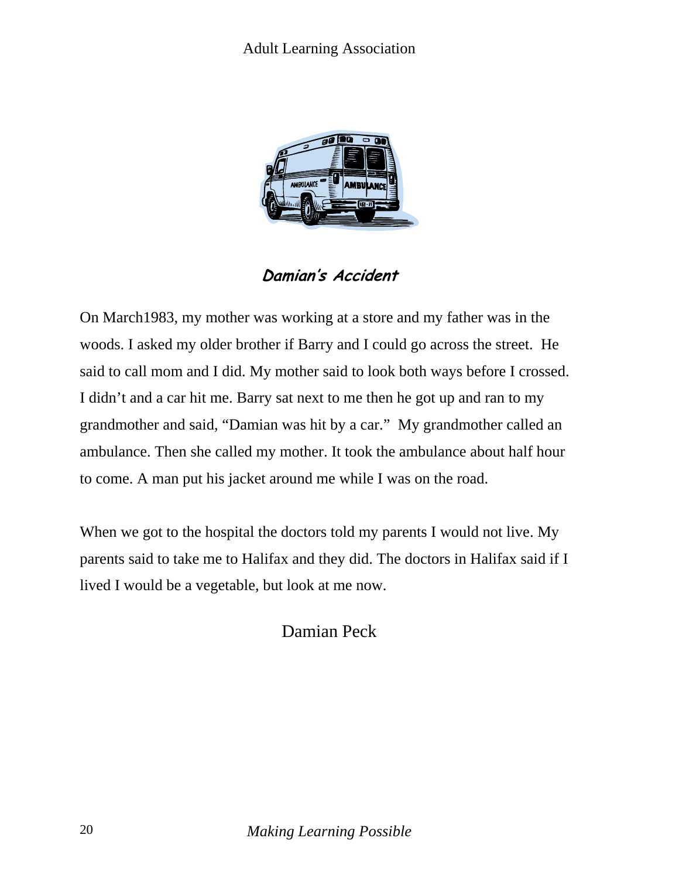## *Damian's Accident*

On March1983, my mother was working at a store and my father was in the woods. I asked my older brother if Barry and I could go across the street.  He said to call mom and I did. My mother said to look both ways before I crossed. I didn't and a car hit me. Barry sat next to me then he got up and ran to my grandmother and said, "Damian was hit by a car."  My grandmother called an ambulance. Then she called my mother. It took the ambulance about half hour to come. A man put his jacket around me while I was on the road.

When we got to the hospital the doctors told my parents I would not live. My parents said to take me to Halifax and they did. The doctors in Halifax said if I lived I would be a vegetable, but look at me now.

Damian Peck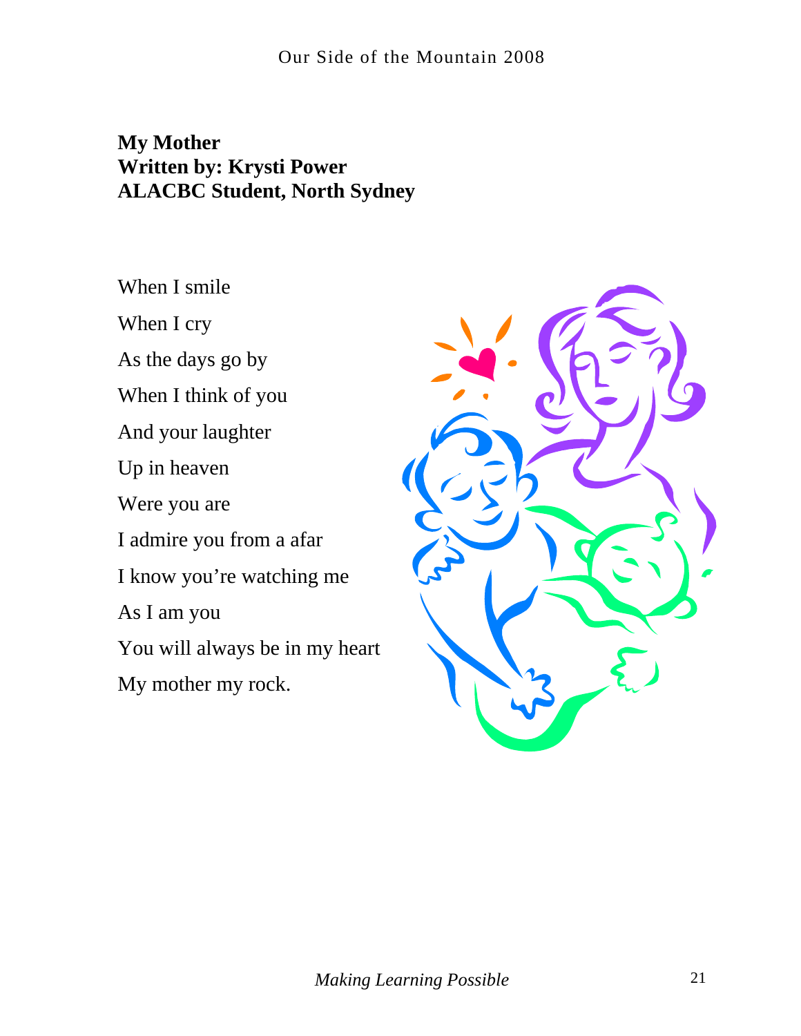**My Mother**
**Written by: Krysti Power**
**ALACBC Student, North Sydney**

When I smile

When I cry

As the days go by

When I think of you

And your laughter

Up in heaven

Were you are

I admire you from a afar

I know you're watching me

As I am you

You will always be in my heart

My mother my rock.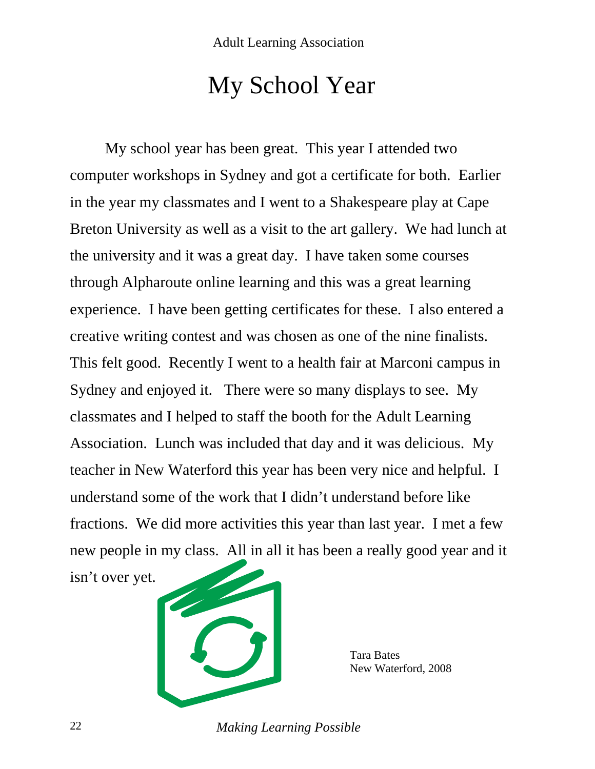# My School Year

My school year has been great. This year I attended two computer workshops in Sydney and got a certificate for both. Earlier in the year my classmates and I went to a Shakespeare play at Cape Breton University as well as a visit to the art gallery. We had lunch at the university and it was a great day. I have taken some courses through Alpharoute online learning and this was a great learning experience. I have been getting certificates for these. I also entered a creative writing contest and was chosen as one of the nine finalists. This felt good. Recently I went to a health fair at Marconi campus in Sydney and enjoyed it. There were so many displays to see. My classmates and I helped to staff the booth for the Adult Learning Association. Lunch was included that day and it was delicious. My teacher in New Waterford this year has been very nice and helpful. I understand some of the work that I didn't understand before like fractions. We did more activities this year than last year. I met a few new people in my class. All in all it has been a really good year and it isn't over yet.

Tara Bates
New Waterford, 2008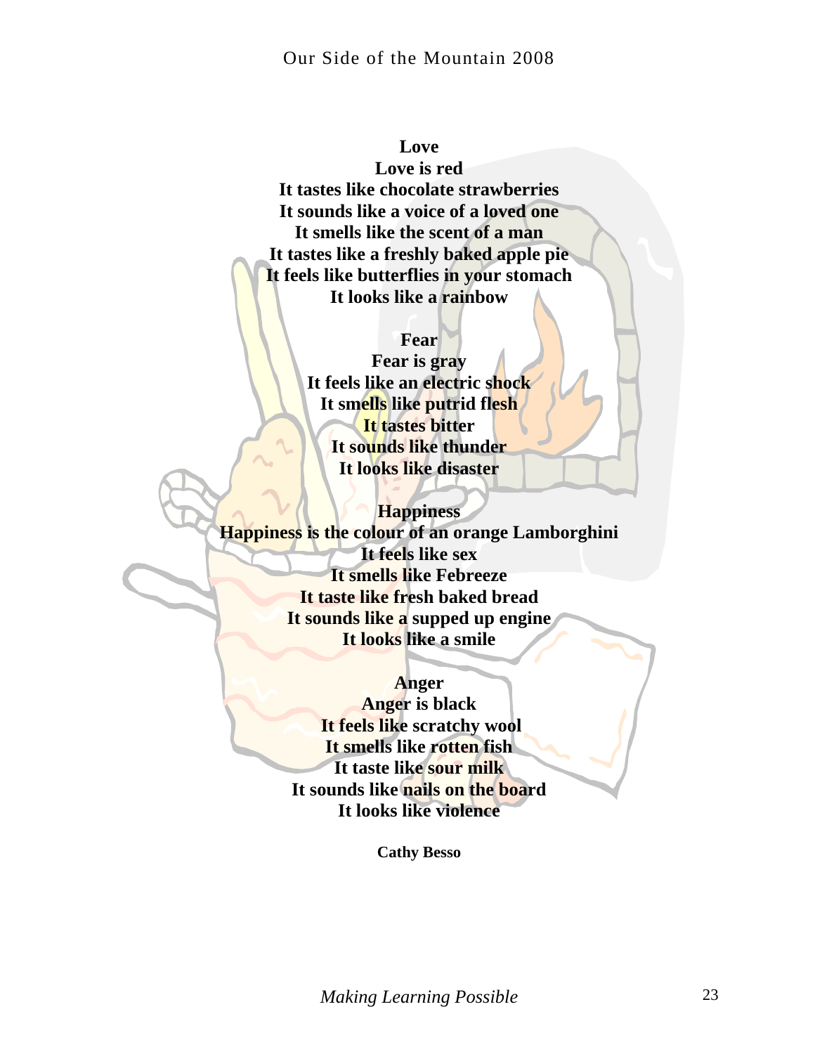**Love**
**Love is red**
**It tastes like chocolate strawberries**
**It sounds like a voice of a loved one**
**It smells like the scent of a man**
**It tastes like a freshly baked apple pie**
**It feels like butterflies in your stomach**
**It looks like a rainbow**

**Fear**
**Fear is gray**
**It feels like an electric shock**
**It smells like putrid flesh**
**It tastes bitter**
**It sounds like thunder**
**It looks like disaster**

**Happiness**
**Happiness is the colour of an orange Lamborghini**
**It feels like sex**
**It smells like Febreeze**
**It taste like fresh baked bread**
**It sounds like a supped up engine**
**It looks like a smile**

**Anger**
**Anger is black**
**It feels like scratchy wool**
**It smells like rotten fish**
**It taste like sour milk**
**It sounds like nails on the board**
**It looks like violence**

**Cathy Besso**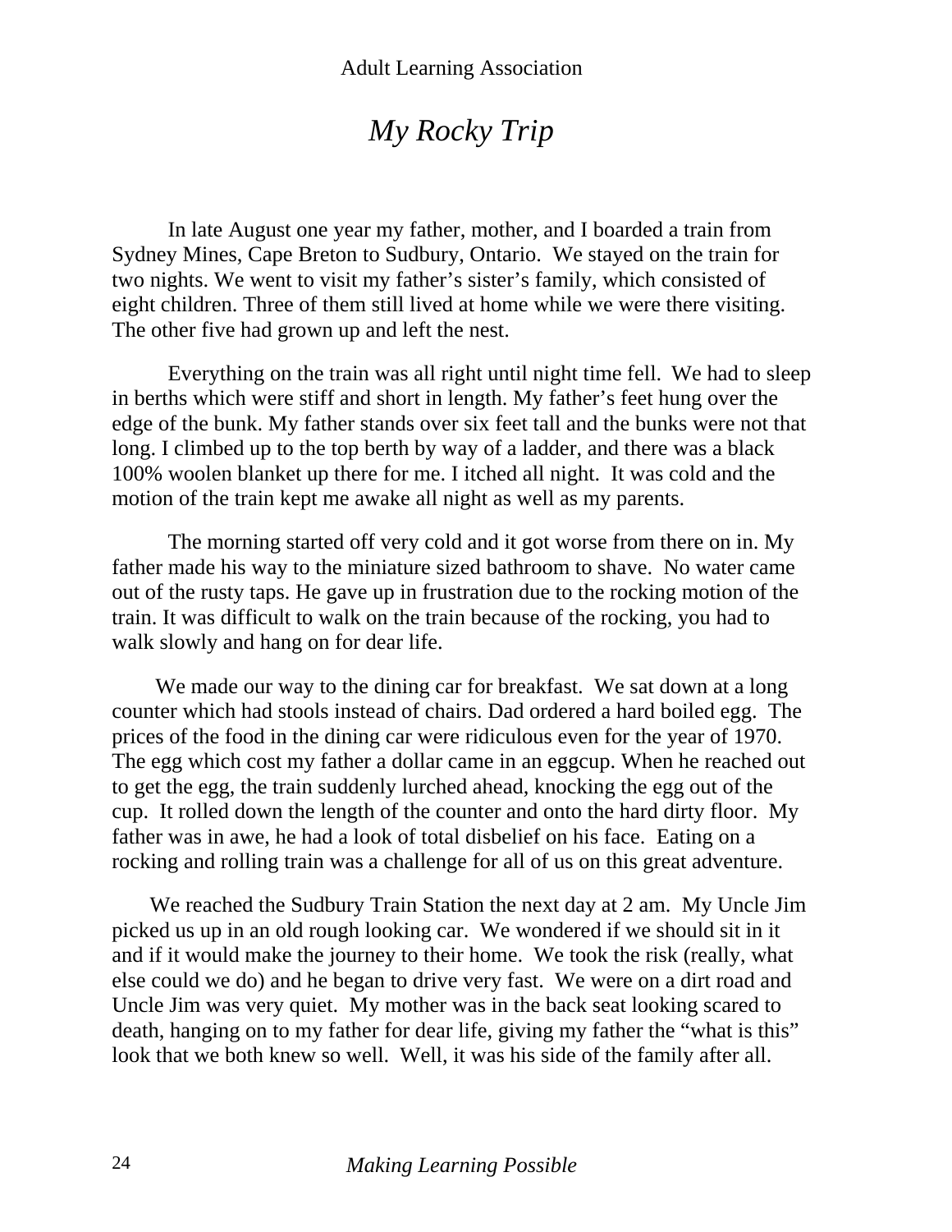# *My Rocky Trip*

In late August one year my father, mother, and I boarded a train from Sydney Mines, Cape Breton to Sudbury, Ontario. We stayed on the train for two nights. We went to visit my father's sister's family, which consisted of eight children. Three of them still lived at home while we were there visiting. The other five had grown up and left the nest.

Everything on the train was all right until night time fell. We had to sleep in berths which were stiff and short in length. My father's feet hung over the edge of the bunk. My father stands over six feet tall and the bunks were not that long. I climbed up to the top berth by way of a ladder, and there was a black 100% woolen blanket up there for me. I itched all night. It was cold and the motion of the train kept me awake all night as well as my parents.

The morning started off very cold and it got worse from there on in. My father made his way to the miniature sized bathroom to shave. No water came out of the rusty taps. He gave up in frustration due to the rocking motion of the train. It was difficult to walk on the train because of the rocking, you had to walk slowly and hang on for dear life.

We made our way to the dining car for breakfast. We sat down at a long counter which had stools instead of chairs. Dad ordered a hard boiled egg. The prices of the food in the dining car were ridiculous even for the year of 1970. The egg which cost my father a dollar came in an eggcup. When he reached out to get the egg, the train suddenly lurched ahead, knocking the egg out of the cup. It rolled down the length of the counter and onto the hard dirty floor. My father was in awe, he had a look of total disbelief on his face. Eating on a rocking and rolling train was a challenge for all of us on this great adventure.

We reached the Sudbury Train Station the next day at 2 am. My Uncle Jim picked us up in an old rough looking car. We wondered if we should sit in it and if it would make the journey to their home. We took the risk (really, what else could we do) and he began to drive very fast. We were on a dirt road and Uncle Jim was very quiet. My mother was in the back seat looking scared to death, hanging on to my father for dear life, giving my father the "what is this" look that we both knew so well. Well, it was his side of the family after all.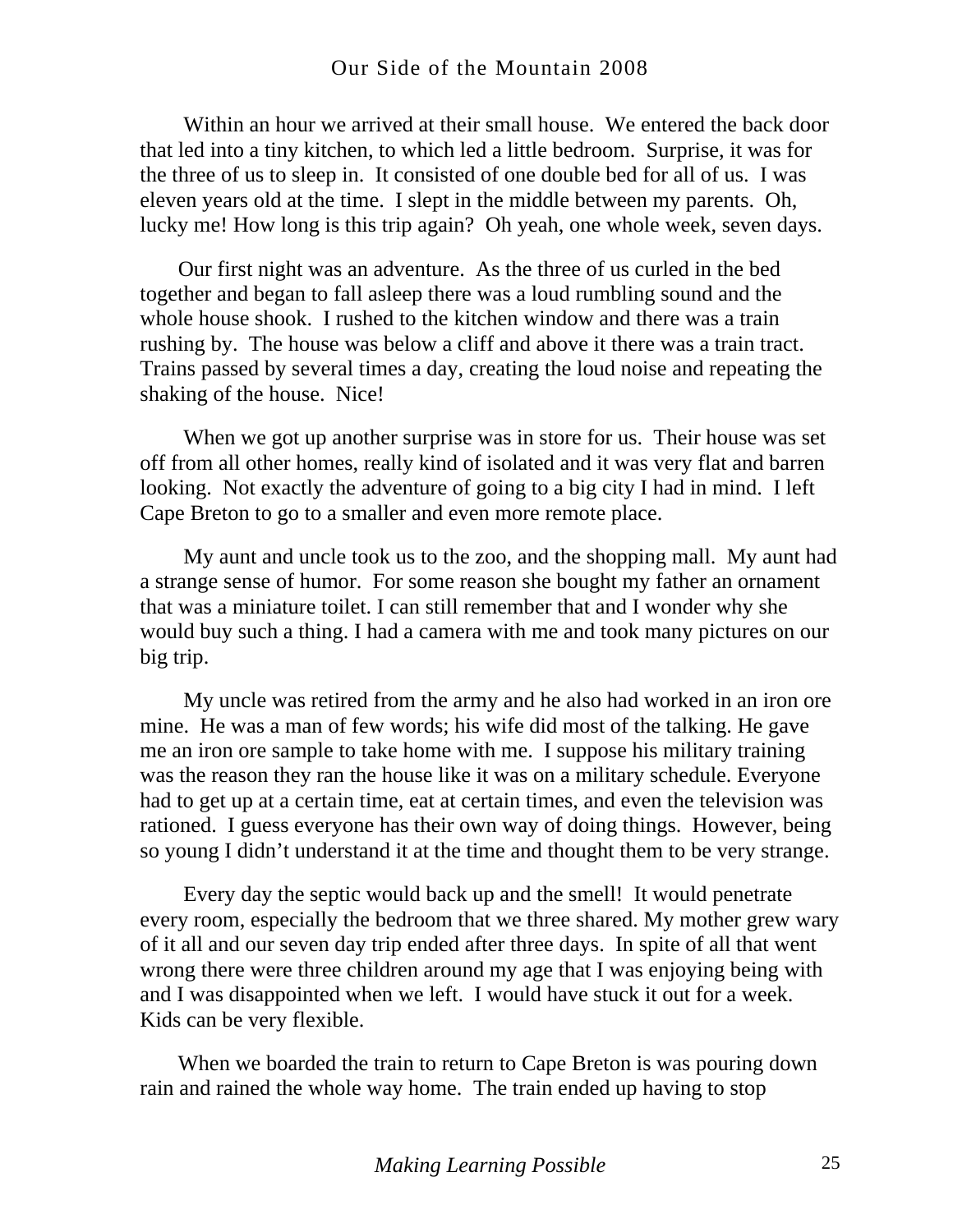Within an hour we arrived at their small house. We entered the back door that led into a tiny kitchen, to which led a little bedroom. Surprise, it was for the three of us to sleep in. It consisted of one double bed for all of us. I was eleven years old at the time. I slept in the middle between my parents. Oh, lucky me! How long is this trip again? Oh yeah, one whole week, seven days.

Our first night was an adventure. As the three of us curled in the bed together and began to fall asleep there was a loud rumbling sound and the whole house shook. I rushed to the kitchen window and there was a train rushing by. The house was below a cliff and above it there was a train tract. Trains passed by several times a day, creating the loud noise and repeating the shaking of the house. Nice!

When we got up another surprise was in store for us. Their house was set off from all other homes, really kind of isolated and it was very flat and barren looking. Not exactly the adventure of going to a big city I had in mind. I left Cape Breton to go to a smaller and even more remote place.

My aunt and uncle took us to the zoo, and the shopping mall. My aunt had a strange sense of humor. For some reason she bought my father an ornament that was a miniature toilet. I can still remember that and I wonder why she would buy such a thing. I had a camera with me and took many pictures on our big trip.

My uncle was retired from the army and he also had worked in an iron ore mine. He was a man of few words; his wife did most of the talking. He gave me an iron ore sample to take home with me. I suppose his military training was the reason they ran the house like it was on a military schedule. Everyone had to get up at a certain time, eat at certain times, and even the television was rationed. I guess everyone has their own way of doing things. However, being so young I didn't understand it at the time and thought them to be very strange.

Every day the septic would back up and the smell! It would penetrate every room, especially the bedroom that we three shared. My mother grew wary of it all and our seven day trip ended after three days. In spite of all that went wrong there were three children around my age that I was enjoying being with and I was disappointed when we left. I would have stuck it out for a week. Kids can be very flexible.

When we boarded the train to return to Cape Breton is was pouring down rain and rained the whole way home. The train ended up having to stop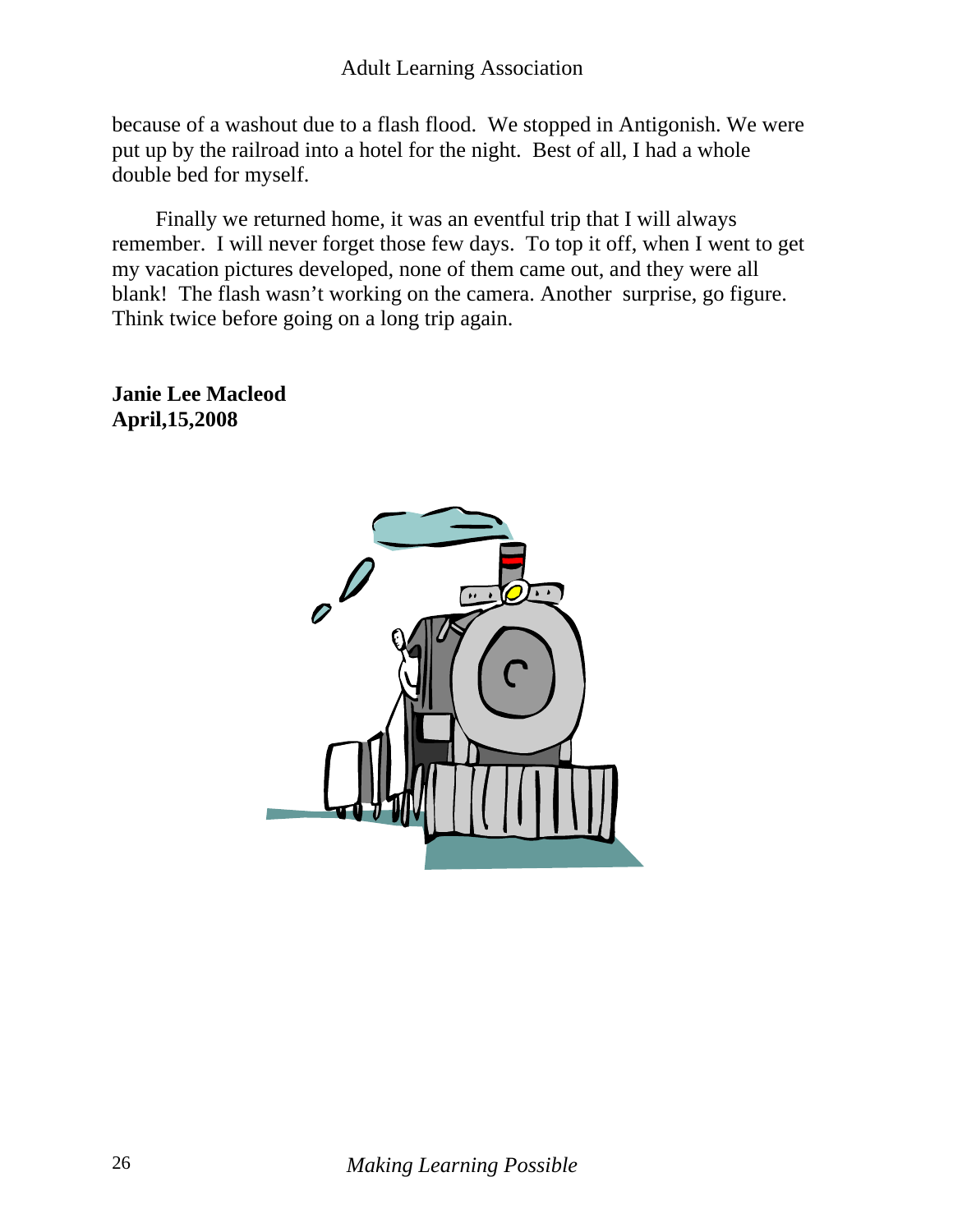because of a washout due to a flash flood. We stopped in Antigonish. We were put up by the railroad into a hotel for the night. Best of all, I had a whole double bed for myself.

Finally we returned home, it was an eventful trip that I will always remember. I will never forget those few days. To top it off, when I went to get my vacation pictures developed, none of them came out, and they were all blank! The flash wasn't working on the camera. Another surprise, go figure. Think twice before going on a long trip again.

**Janie Lee Macleod**
**April,15,2008**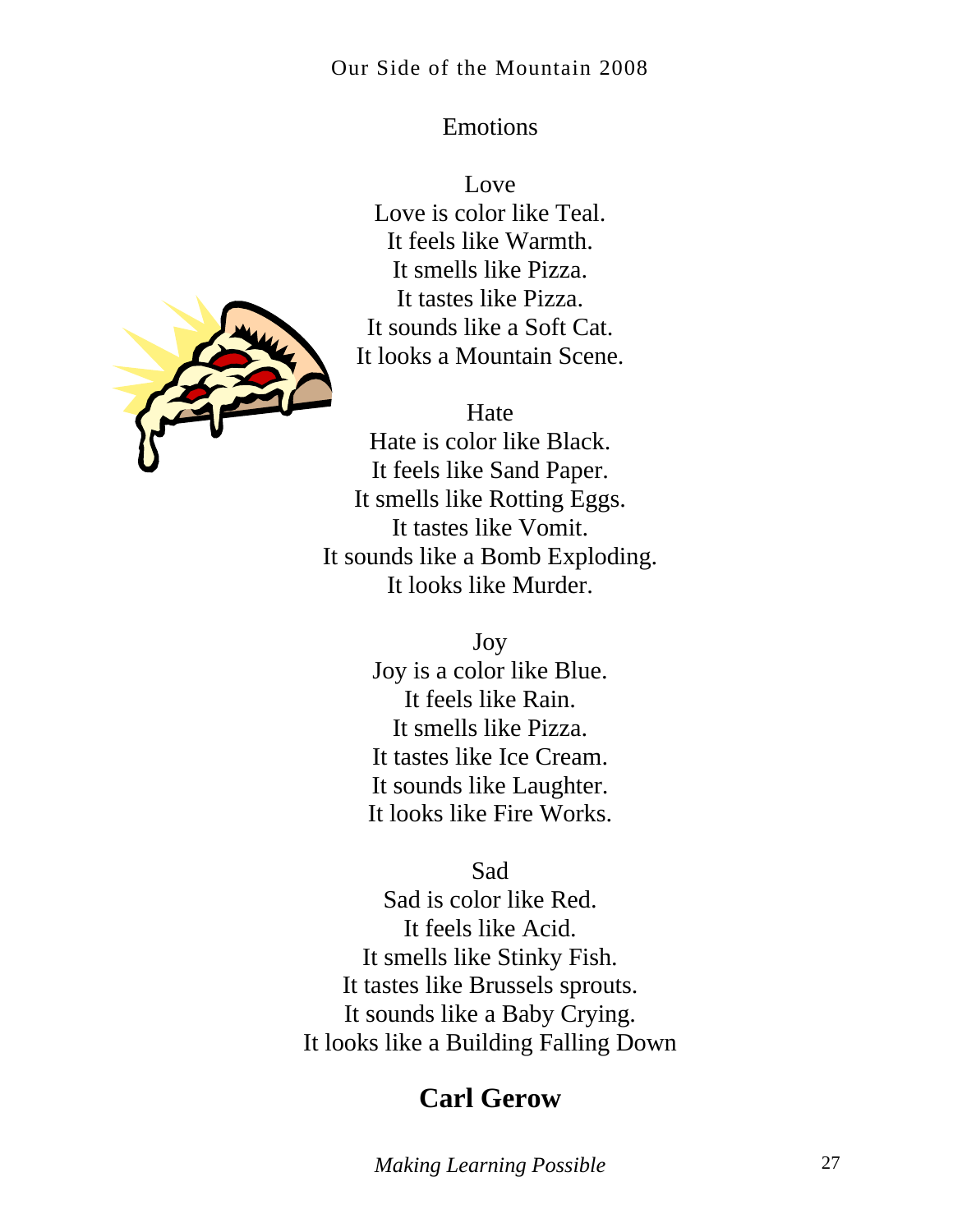## Emotions

### Love

Love is color like Teal.
It feels like Warmth.
It smells like Pizza.
It tastes like Pizza.
It sounds like a Soft Cat.
It looks a Mountain Scene.

### Hate

Hate is color like Black.
It feels like Sand Paper.
It smells like Rotting Eggs.
It tastes like Vomit.
It sounds like a Bomb Exploding.
It looks like Murder.

### Joy

Joy is a color like Blue.
It feels like Rain.
It smells like Pizza.
It tastes like Ice Cream.
It sounds like Laughter.
It looks like Fire Works.

### Sad

Sad is color like Red.
It feels like Acid.
It smells like Stinky Fish.
It tastes like Brussels sprouts.
It sounds like a Baby Crying.
It looks like a Building Falling Down

**Carl Gerow**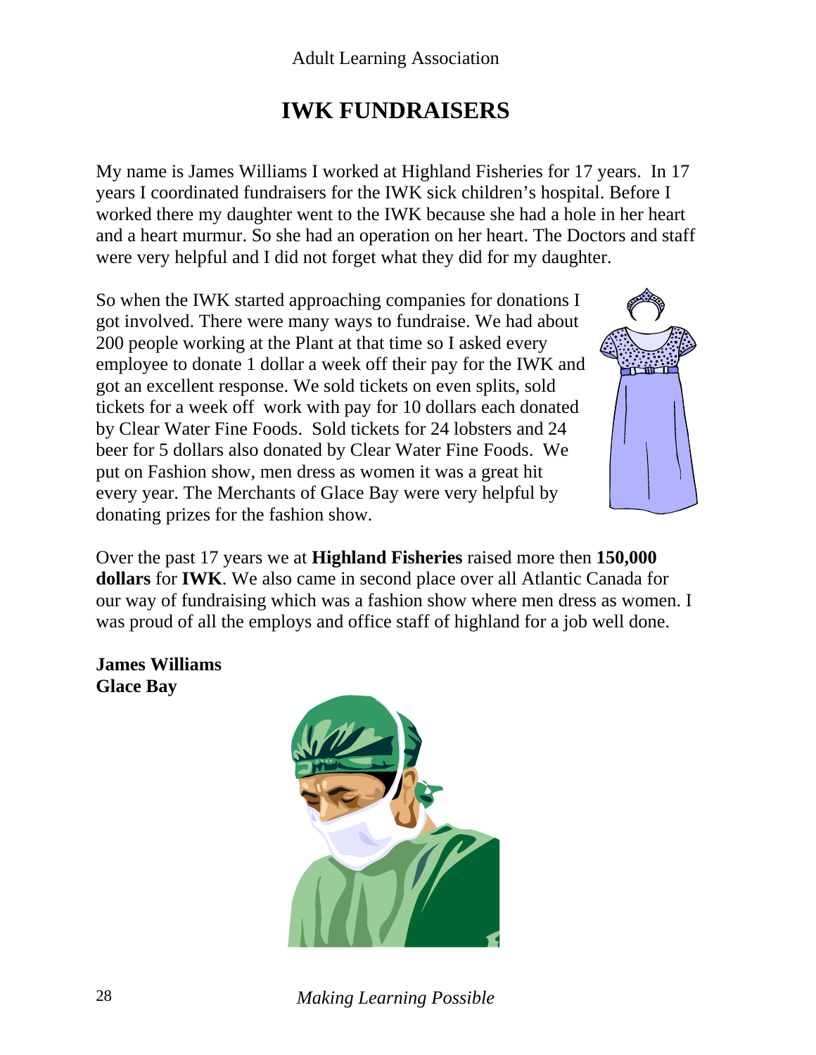# IWK FUNDRAISERS

My name is James Williams I worked at Highland Fisheries for 17 years. In 17 years I coordinated fundraisers for the IWK sick children's hospital. Before I worked there my daughter went to the IWK because she had a hole in her heart and a heart murmur. So she had an operation on her heart. The Doctors and staff were very helpful and I did not forget what they did for my daughter.

So when the IWK started approaching companies for donations I got involved. There were many ways to fundraise. We had about 200 people working at the Plant at that time so I asked every employee to donate 1 dollar a week off their pay for the IWK and got an excellent response. We sold tickets on even splits, sold tickets for a week off work with pay for 10 dollars each donated by Clear Water Fine Foods. Sold tickets for 24 lobsters and 24 beer for 5 dollars also donated by Clear Water Fine Foods. We put on Fashion show, men dress as women it was a great hit every year. The Merchants of Glace Bay were very helpful by donating prizes for the fashion show.

Over the past 17 years we at **Highland Fisheries** raised more then **150,000 dollars** for **IWK**. We also came in second place over all Atlantic Canada for our way of fundraising which was a fashion show where men dress as women. I was proud of all the employs and office staff of highland for a job well done.

**James Williams**
**Glace Bay**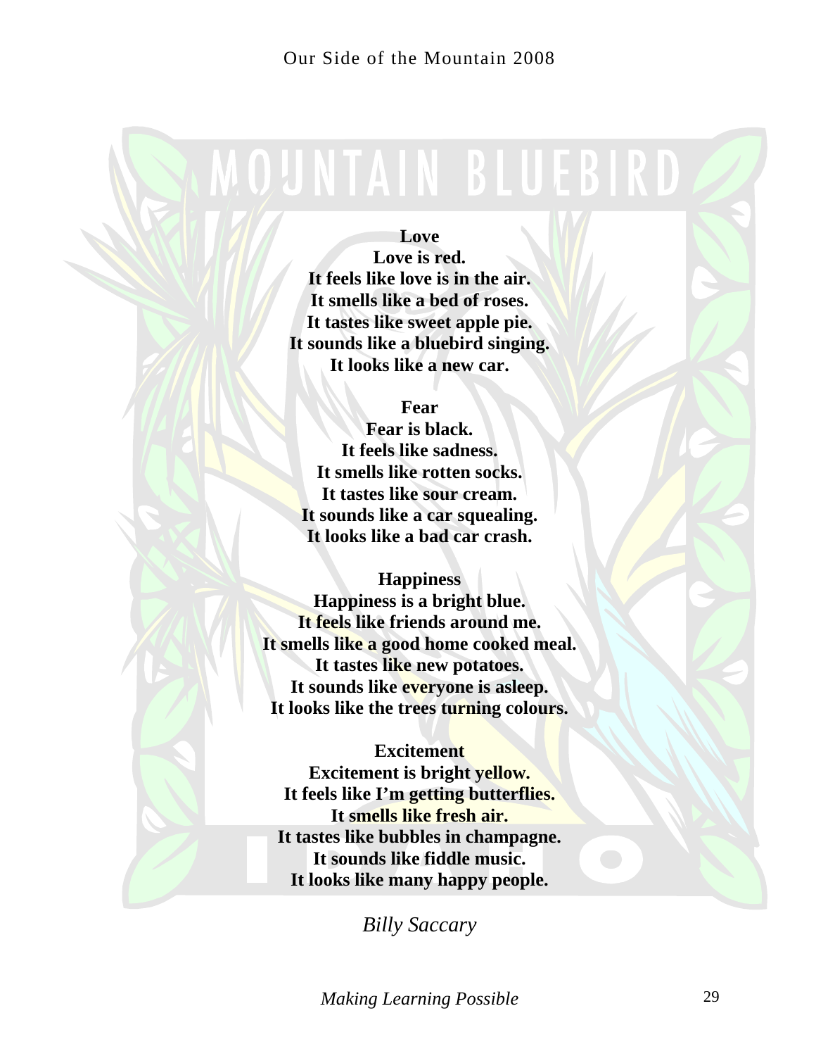**Love**
**Love is red.**
**It feels like love is in the air.**
**It smells like a bed of roses.**
**It tastes like sweet apple pie.**
**It sounds like a bluebird singing.**
**It looks like a new car.**

**Fear**
**Fear is black.**
**It feels like sadness.**
**It smells like rotten socks.**
**It tastes like sour cream.**
**It sounds like a car squealing.**
**It looks like a bad car crash.**

**Happiness**
**Happiness is a bright blue.**
**It feels like friends around me.**
**It smells like a good home cooked meal.**
**It tastes like new potatoes.**
**It sounds like everyone is asleep.**
**It looks like the trees turning colours.**

**Excitement**
**Excitement is bright yellow.**
**It feels like I'm getting butterflies.**
**It smells like fresh air.**
**It tastes like bubbles in champagne.**
**It sounds like fiddle music.**
**It looks like many happy people.**

*Billy Saccary*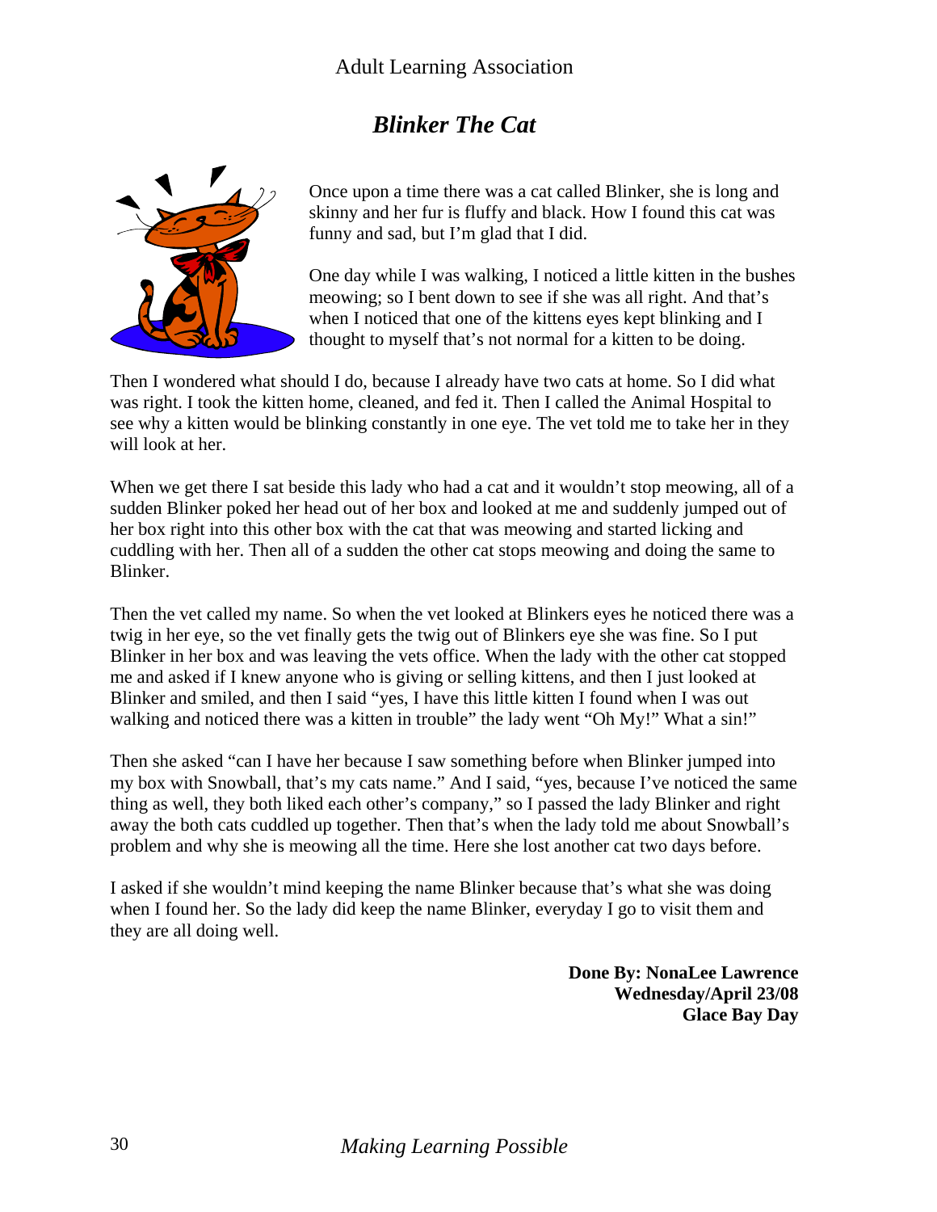# *Blinker The Cat*

Once upon a time there was a cat called Blinker, she is long and skinny and her fur is fluffy and black. How I found this cat was funny and sad, but I'm glad that I did.

One day while I was walking, I noticed a little kitten in the bushes meowing; so I bent down to see if she was all right. And that's when I noticed that one of the kittens eyes kept blinking and I thought to myself that's not normal for a kitten to be doing.

Then I wondered what should I do, because I already have two cats at home. So I did what was right. I took the kitten home, cleaned, and fed it. Then I called the Animal Hospital to see why a kitten would be blinking constantly in one eye. The vet told me to take her in they will look at her.

When we get there I sat beside this lady who had a cat and it wouldn't stop meowing, all of a sudden Blinker poked her head out of her box and looked at me and suddenly jumped out of her box right into this other box with the cat that was meowing and started licking and cuddling with her. Then all of a sudden the other cat stops meowing and doing the same to Blinker.

Then the vet called my name. So when the vet looked at Blinkers eyes he noticed there was a twig in her eye, so the vet finally gets the twig out of Blinkers eye she was fine. So I put Blinker in her box and was leaving the vets office. When the lady with the other cat stopped me and asked if I knew anyone who is giving or selling kittens, and then I just looked at Blinker and smiled, and then I said "yes, I have this little kitten I found when I was out walking and noticed there was a kitten in trouble" the lady went "Oh My!" What a sin!"

Then she asked "can I have her because I saw something before when Blinker jumped into my box with Snowball, that's my cats name." And I said, "yes, because I've noticed the same thing as well, they both liked each other's company," so I passed the lady Blinker and right away the both cats cuddled up together. Then that's when the lady told me about Snowball's problem and why she is meowing all the time. Here she lost another cat two days before.

I asked if she wouldn't mind keeping the name Blinker because that's what she was doing when I found her. So the lady did keep the name Blinker, everyday I go to visit them and they are all doing well.

**Done By: NonaLee Lawrence**
**Wednesday/April 23/08**
**Glace Bay Day**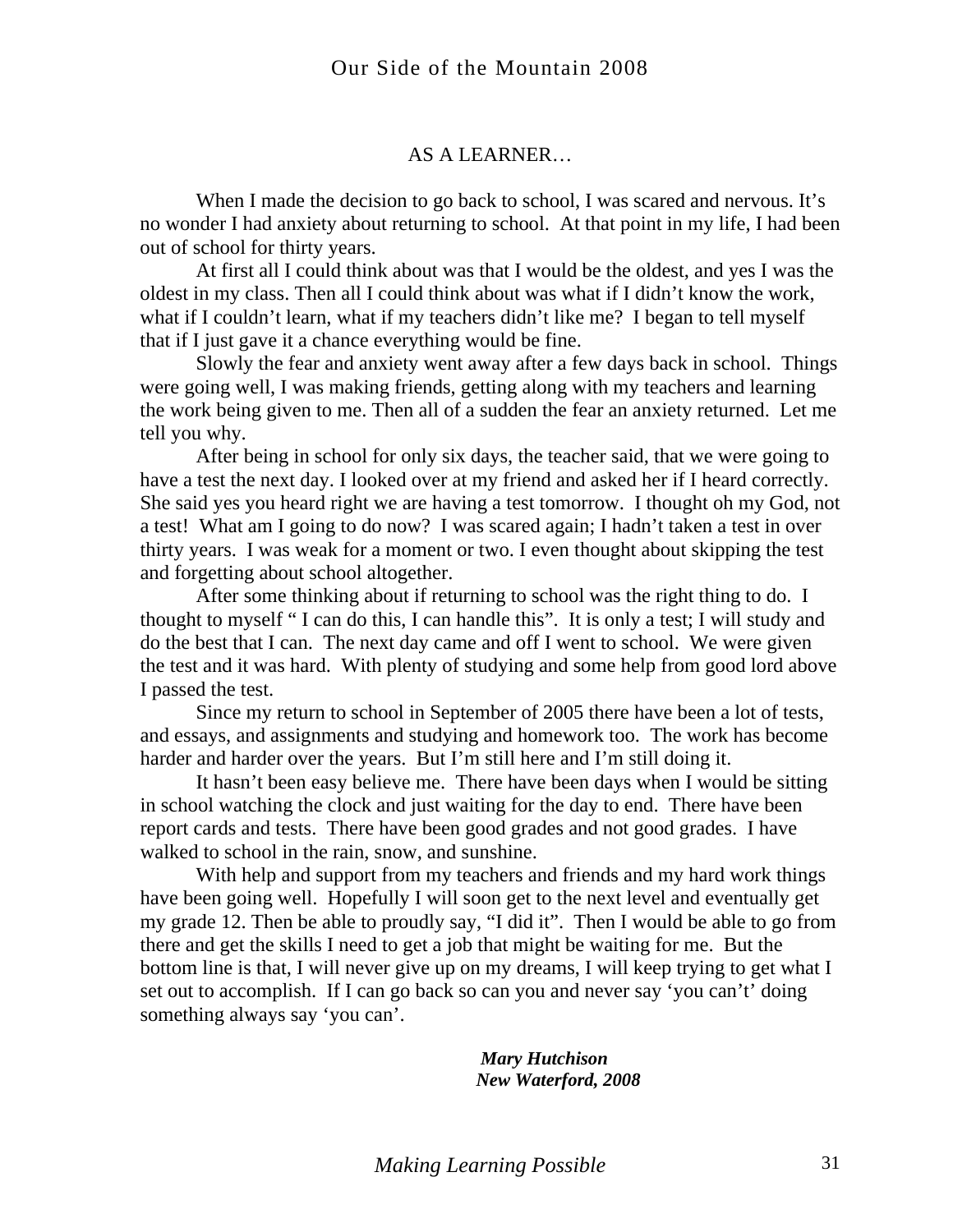## AS A LEARNER…

When I made the decision to go back to school, I was scared and nervous. It's no wonder I had anxiety about returning to school. At that point in my life, I had been out of school for thirty years.

At first all I could think about was that I would be the oldest, and yes I was the oldest in my class. Then all I could think about was what if I didn't know the work, what if I couldn't learn, what if my teachers didn't like me? I began to tell myself that if I just gave it a chance everything would be fine.

Slowly the fear and anxiety went away after a few days back in school. Things were going well, I was making friends, getting along with my teachers and learning the work being given to me. Then all of a sudden the fear an anxiety returned. Let me tell you why.

After being in school for only six days, the teacher said, that we were going to have a test the next day. I looked over at my friend and asked her if I heard correctly. She said yes you heard right we are having a test tomorrow. I thought oh my God, not a test! What am I going to do now? I was scared again; I hadn't taken a test in over thirty years. I was weak for a moment or two. I even thought about skipping the test and forgetting about school altogether.

After some thinking about if returning to school was the right thing to do. I thought to myself " I can do this, I can handle this". It is only a test; I will study and do the best that I can. The next day came and off I went to school. We were given the test and it was hard. With plenty of studying and some help from good lord above I passed the test.

Since my return to school in September of 2005 there have been a lot of tests, and essays, and assignments and studying and homework too. The work has become harder and harder over the years. But I'm still here and I'm still doing it.

It hasn't been easy believe me. There have been days when I would be sitting in school watching the clock and just waiting for the day to end. There have been report cards and tests. There have been good grades and not good grades. I have walked to school in the rain, snow, and sunshine.

With help and support from my teachers and friends and my hard work things have been going well. Hopefully I will soon get to the next level and eventually get my grade 12. Then be able to proudly say, "I did it". Then I would be able to go from there and get the skills I need to get a job that might be waiting for me. But the bottom line is that, I will never give up on my dreams, I will keep trying to get what I set out to accomplish. If I can go back so can you and never say 'you can't' doing something always say 'you can'.

***Mary Hutchison***
***New Waterford, 2008***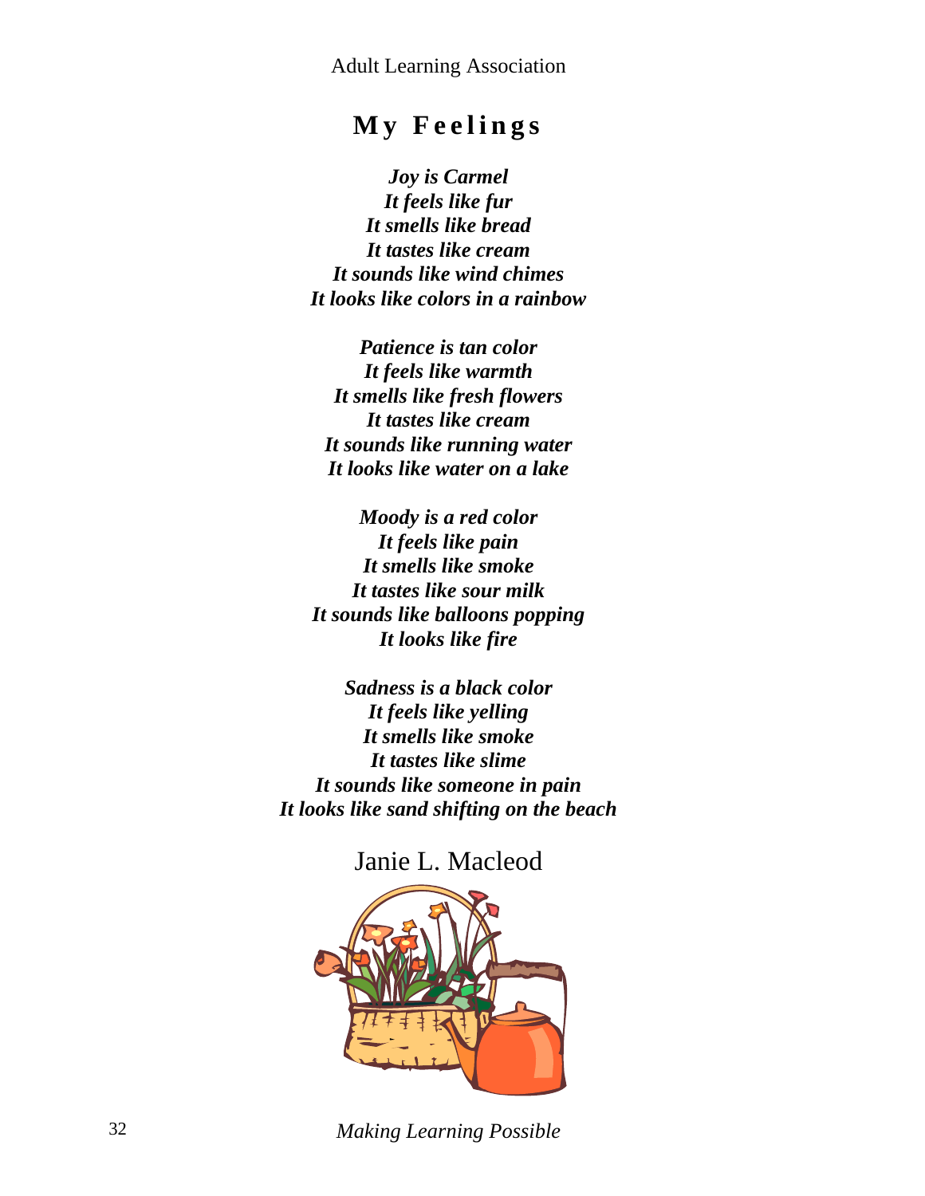# My Feelings

*Joy is Carmel*
*It feels like fur*
*It smells like bread*
*It tastes like cream*
*It sounds like wind chimes*
*It looks like colors in a rainbow*

*Patience is tan color*
*It feels like warmth*
*It smells like fresh flowers*
*It tastes like cream*
*It sounds like running water*
*It looks like water on a lake*

*Moody is a red color*
*It feels like pain*
*It smells like smoke*
*It tastes like sour milk*
*It sounds like balloons popping*
*It looks like fire*

*Sadness is a black color*
*It feels like yelling*
*It smells like smoke*
*It tastes like slime*
*It sounds like someone in pain*
*It looks like sand shifting on the beach*

Janie L. Macleod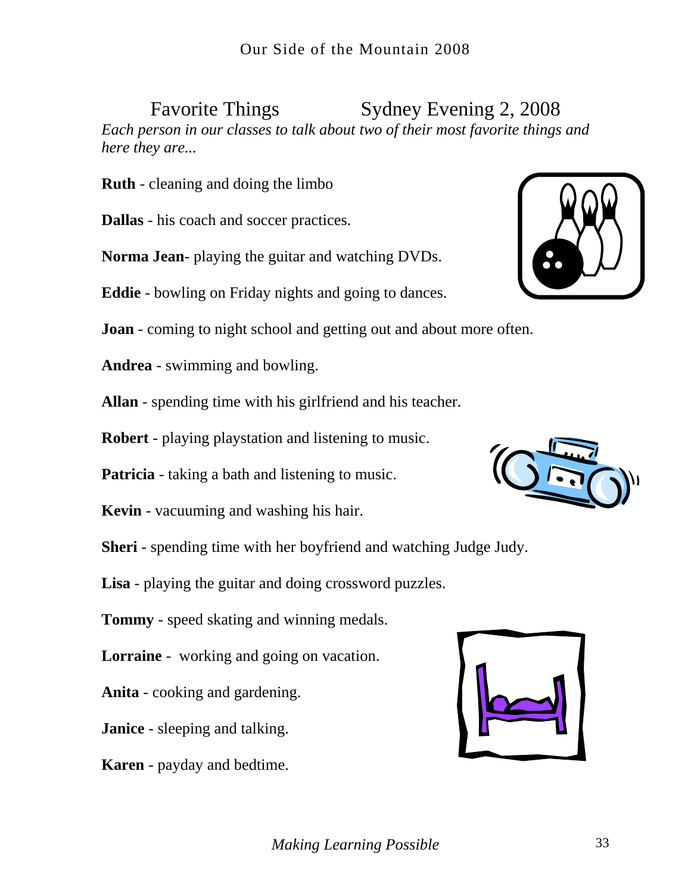## Favorite Things Sydney Evening 2, 2008

*Each person in our classes to talk about two of their most favorite things and here they are...*

**Ruth** - cleaning and doing the limbo

**Dallas** - his coach and soccer practices.

**Norma Jean**- playing the guitar and watching DVDs.

**Eddie** - bowling on Friday nights and going to dances.

**Joan** - coming to night school and getting out and about more often.

**Andrea** - swimming and bowling.

**Allan** - spending time with his girlfriend and his teacher.

**Robert** - playing playstation and listening to music.

**Patricia** - taking a bath and listening to music.

**Kevin** - vacuuming and washing his hair.

**Sheri** - spending time with her boyfriend and watching Judge Judy.

**Lisa** - playing the guitar and doing crossword puzzles.

**Tommy** - speed skating and winning medals.

**Lorraine** - working and going on vacation.

**Anita** - cooking and gardening.

**Janice** - sleeping and talking.

**Karen** - payday and bedtime.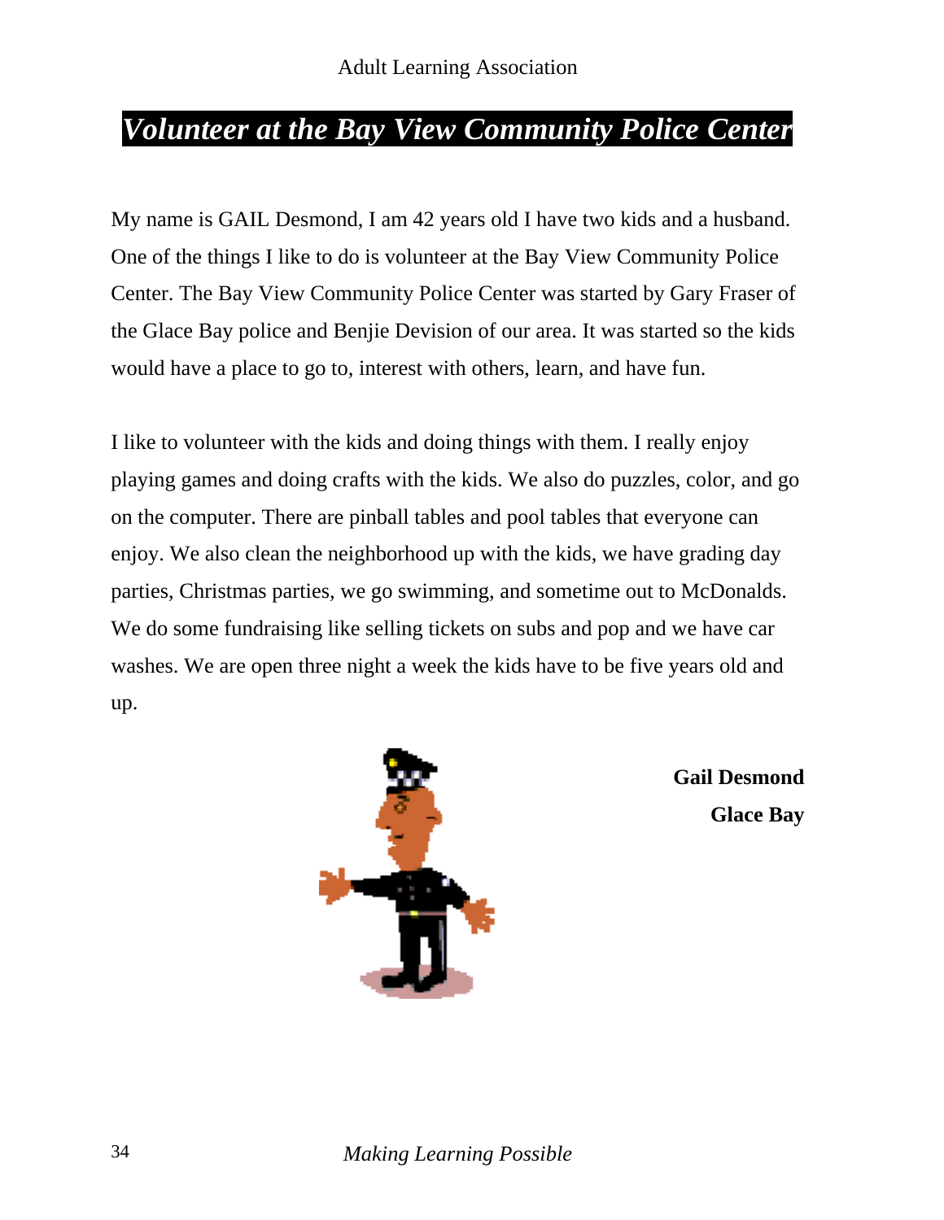# *Volunteer at the Bay View Community Police Center*

My name is GAIL Desmond, I am 42 years old I have two kids and a husband. One of the things I like to do is volunteer at the Bay View Community Police Center. The Bay View Community Police Center was started by Gary Fraser of the Glace Bay police and Benjie Devision of our area. It was started so the kids would have a place to go to, interest with others, learn, and have fun.

I like to volunteer with the kids and doing things with them. I really enjoy playing games and doing crafts with the kids. We also do puzzles, color, and go on the computer. There are pinball tables and pool tables that everyone can enjoy. We also clean the neighborhood up with the kids, we have grading day parties, Christmas parties, we go swimming, and sometime out to McDonalds. We do some fundraising like selling tickets on subs and pop and we have car washes. We are open three night a week the kids have to be five years old and up.

**Gail Desmond**
**Glace Bay**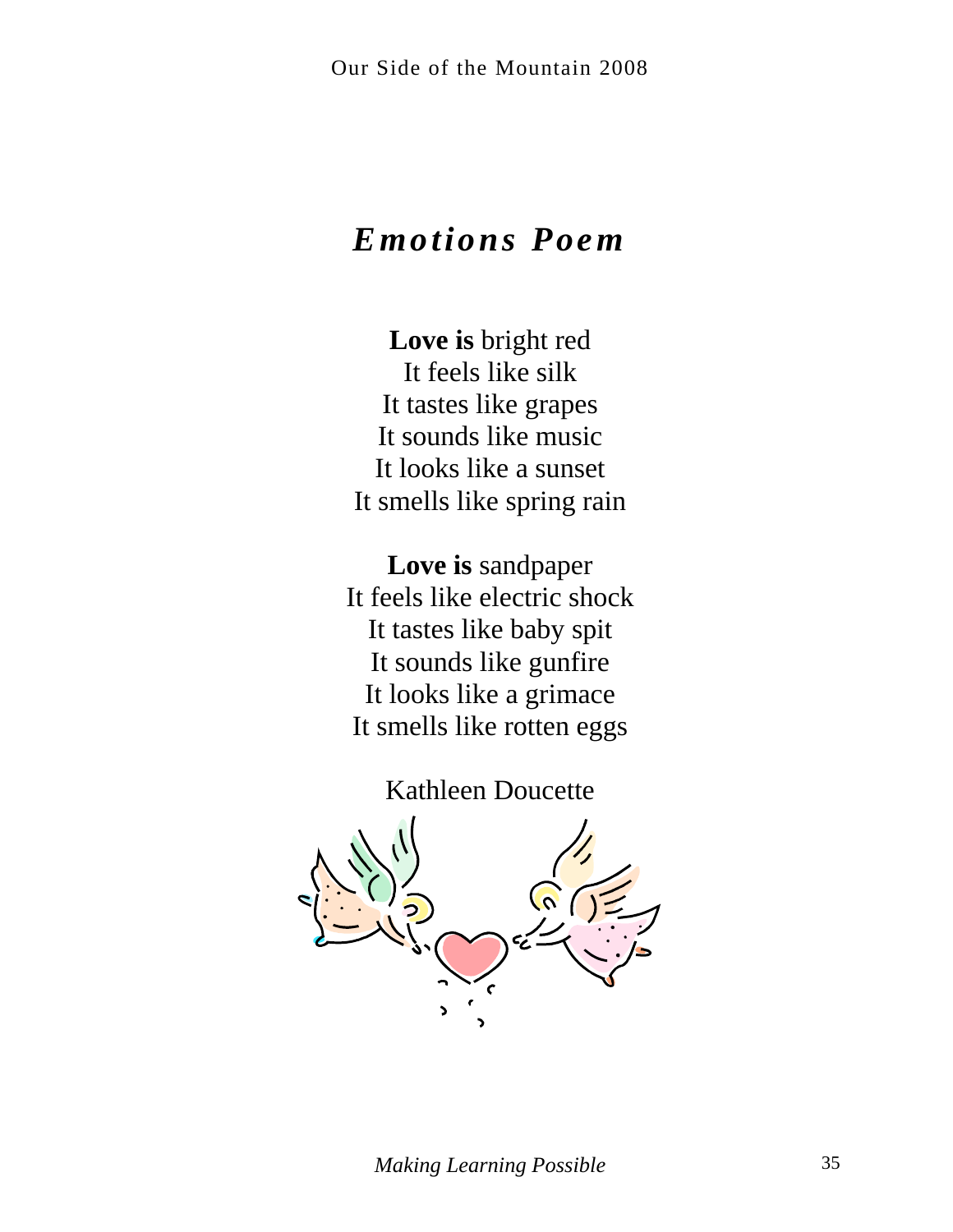# *Emotions Poem*

**Love is** bright red
It feels like silk
It tastes like grapes
It sounds like music
It looks like a sunset
It smells like spring rain

**Love is** sandpaper
It feels like electric shock
It tastes like baby spit
It sounds like gunfire
It looks like a grimace
It smells like rotten eggs

Kathleen Doucette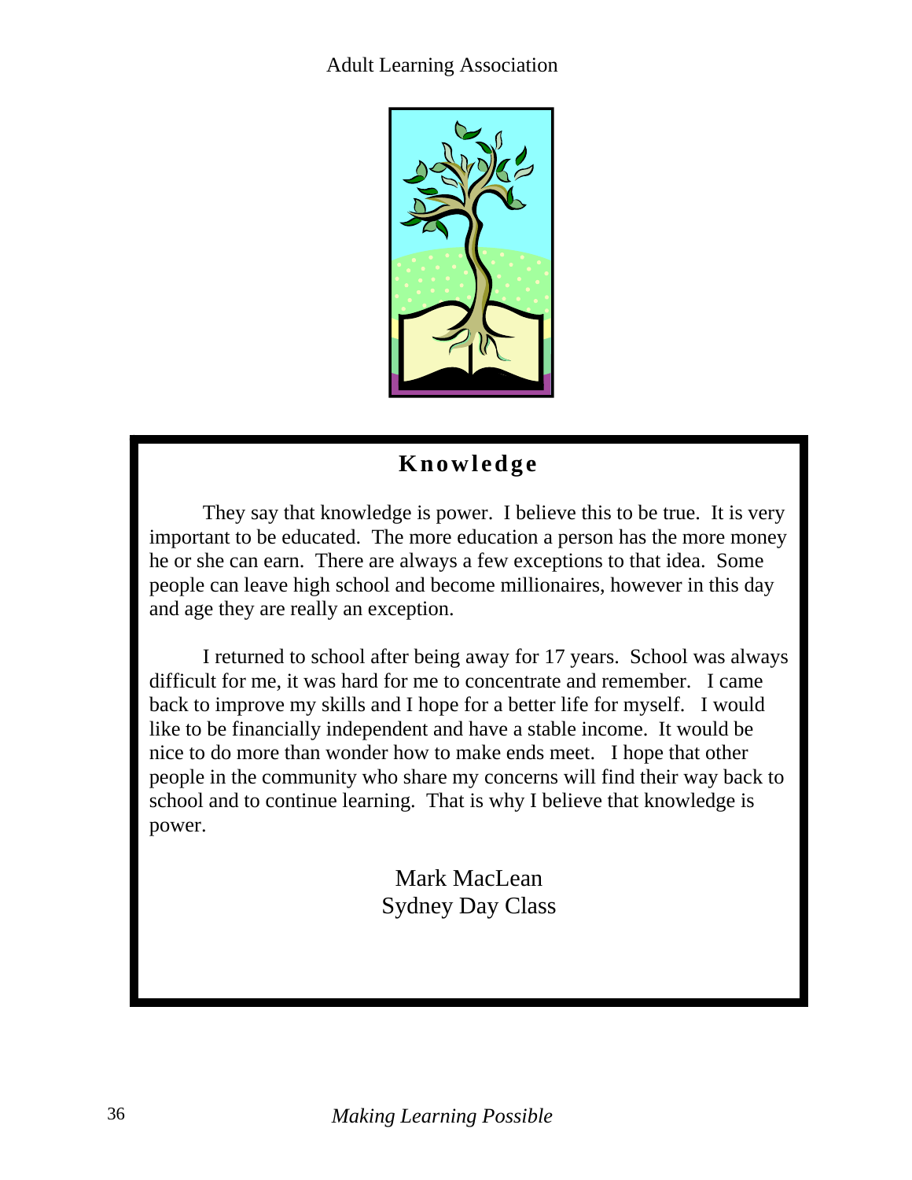## Knowledge

They say that knowledge is power. I believe this to be true. It is very important to be educated. The more education a person has the more money he or she can earn. There are always a few exceptions to that idea. Some people can leave high school and become millionaires, however in this day and age they are really an exception.

I returned to school after being away for 17 years. School was always difficult for me, it was hard for me to concentrate and remember. I came back to improve my skills and I hope for a better life for myself. I would like to be financially independent and have a stable income. It would be nice to do more than wonder how to make ends meet. I hope that other people in the community who share my concerns will find their way back to school and to continue learning. That is why I believe that knowledge is power.

Mark MacLean
Sydney Day Class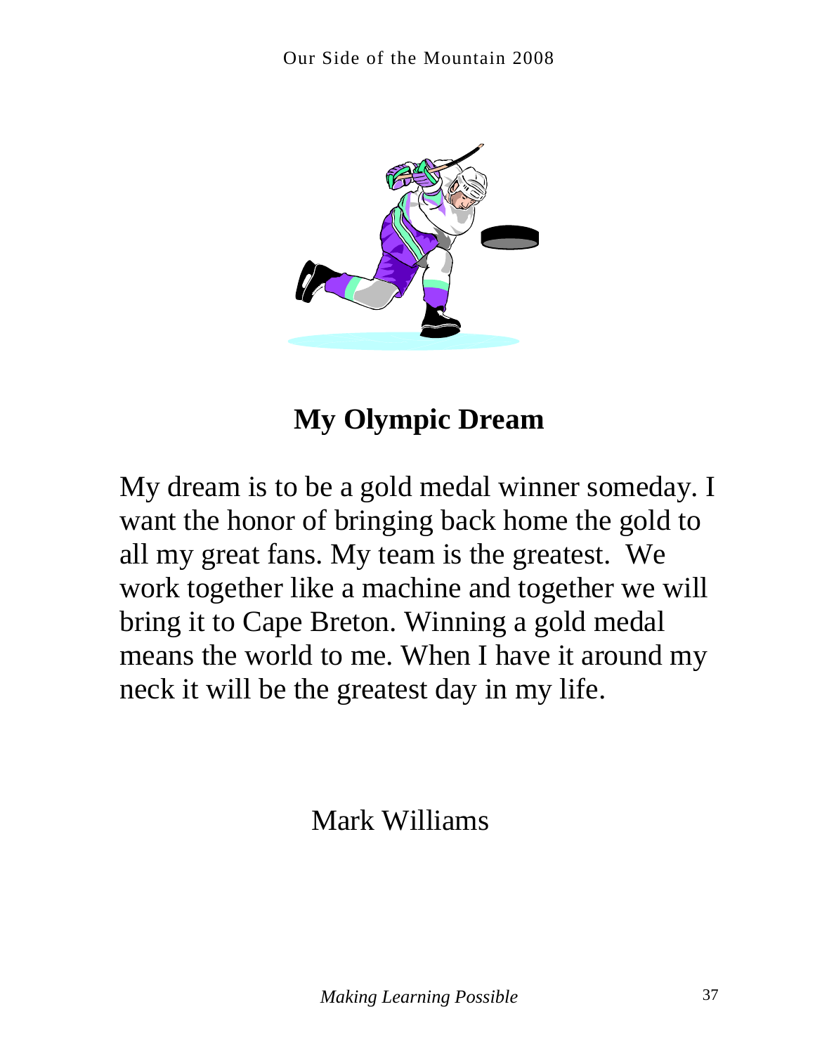# My Olympic Dream

My dream is to be a gold medal winner someday. I want the honor of bringing back home the gold to all my great fans. My team is the greatest. We work together like a machine and together we will bring it to Cape Breton. Winning a gold medal means the world to me. When I have it around my neck it will be the greatest day in my life.

Mark Williams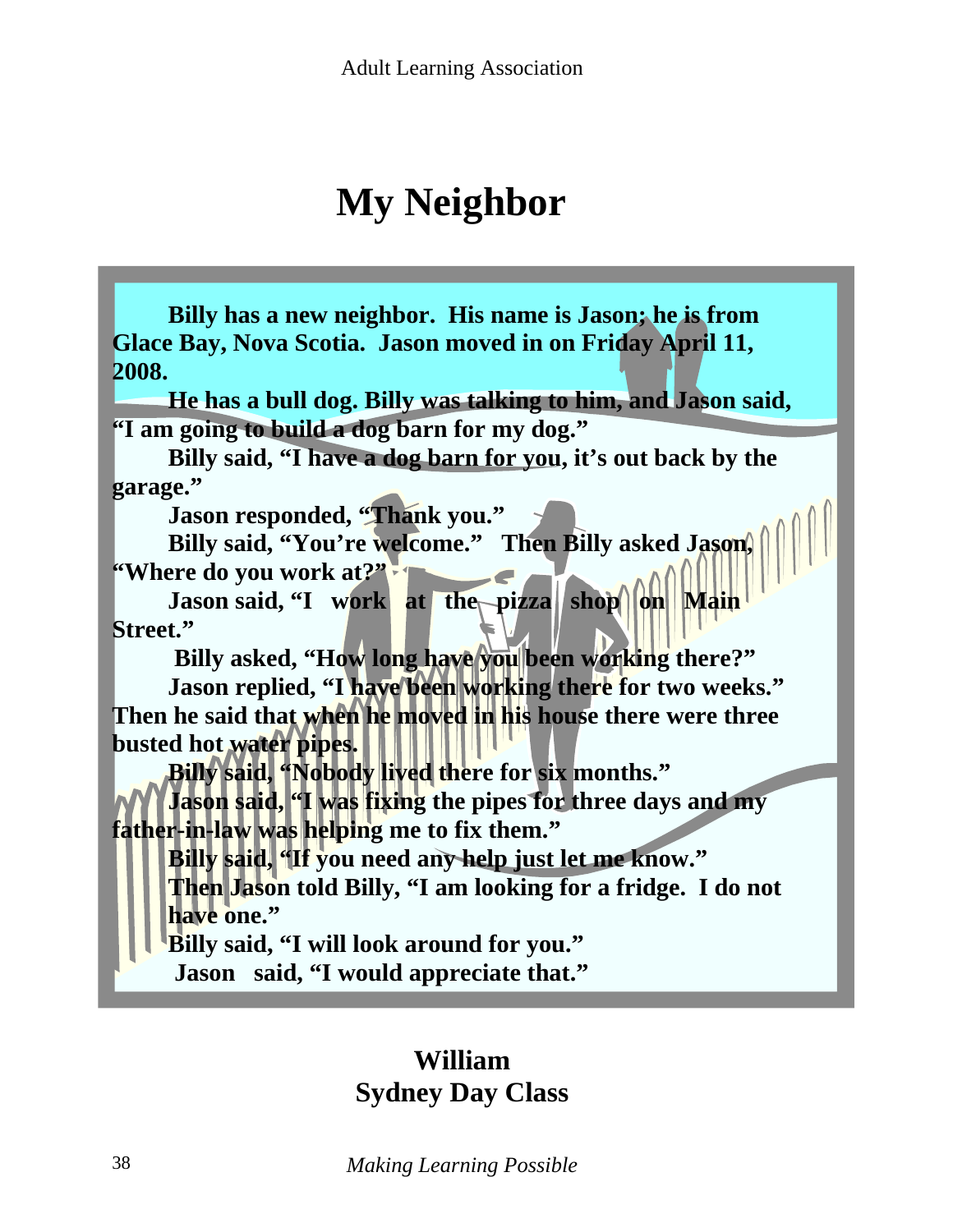# My Neighbor

**Billy has a new neighbor. His name is Jason; he is from Glace Bay, Nova Scotia. Jason moved in on Friday April 11, 2008.**

**He has a bull dog. Billy was talking to him, and Jason said, "I am going to build a dog barn for my dog."**

**Billy said, "I have a dog barn for you, it's out back by the garage."**

**Jason responded, "Thank you."**

**Billy said, "You're welcome." Then Billy asked Jason, "Where do you work at?"**

**Jason said, "I work at the pizza shop on Main Street."**

**Billy asked, "How long have you been working there?"**

**Jason replied, "I have been working there for two weeks." Then he said that when he moved in his house there were three busted hot water pipes.**

**Billy said, "Nobody lived there for six months."**

**Jason said, "I was fixing the pipes for three days and my father-in-law was helping me to fix them."**

**Billy said, "If you need any help just let me know."**

**Then Jason told Billy, "I am looking for a fridge. I do not have one."**

**Billy said, "I will look around for you."**

**Jason said, "I would appreciate that."**

**William**
**Sydney Day Class**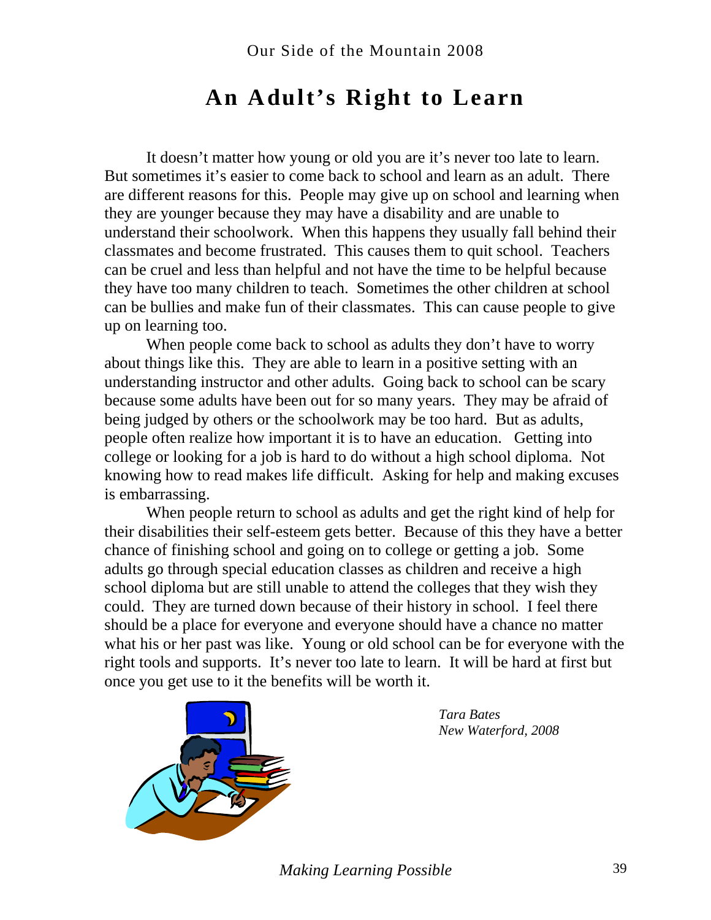# An Adult's Right to Learn

It doesn't matter how young or old you are it's never too late to learn. But sometimes it's easier to come back to school and learn as an adult. There are different reasons for this. People may give up on school and learning when they are younger because they may have a disability and are unable to understand their schoolwork. When this happens they usually fall behind their classmates and become frustrated. This causes them to quit school. Teachers can be cruel and less than helpful and not have the time to be helpful because they have too many children to teach. Sometimes the other children at school can be bullies and make fun of their classmates. This can cause people to give up on learning too.

When people come back to school as adults they don't have to worry about things like this. They are able to learn in a positive setting with an understanding instructor and other adults. Going back to school can be scary because some adults have been out for so many years. They may be afraid of being judged by others or the schoolwork may be too hard. But as adults, people often realize how important it is to have an education. Getting into college or looking for a job is hard to do without a high school diploma. Not knowing how to read makes life difficult. Asking for help and making excuses is embarrassing.

When people return to school as adults and get the right kind of help for their disabilities their self-esteem gets better. Because of this they have a better chance of finishing school and going on to college or getting a job. Some adults go through special education classes as children and receive a high school diploma but are still unable to attend the colleges that they wish they could. They are turned down because of their history in school. I feel there should be a place for everyone and everyone should have a chance no matter what his or her past was like. Young or old school can be for everyone with the right tools and supports. It's never too late to learn. It will be hard at first but once you get use to it the benefits will be worth it.

*Tara Bates*
*New Waterford, 2008*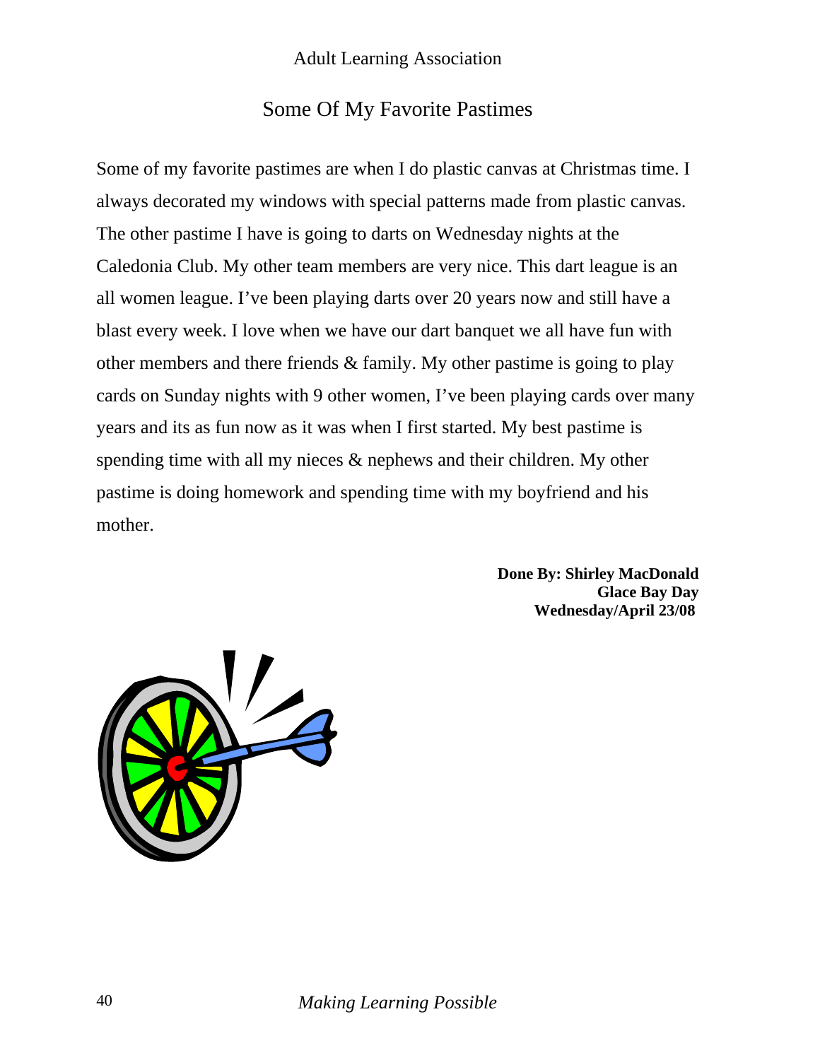# Some Of My Favorite Pastimes

Some of my favorite pastimes are when I do plastic canvas at Christmas time. I always decorated my windows with special patterns made from plastic canvas. The other pastime I have is going to darts on Wednesday nights at the Caledonia Club. My other team members are very nice. This dart league is an all women league. I've been playing darts over 20 years now and still have a blast every week. I love when we have our dart banquet we all have fun with other members and there friends & family. My other pastime is going to play cards on Sunday nights with 9 other women, I've been playing cards over many years and its as fun now as it was when I first started. My best pastime is spending time with all my nieces & nephews and their children. My other pastime is doing homework and spending time with my boyfriend and his mother.

**Done By: Shirley MacDonald**
**Glace Bay Day**
**Wednesday/April 23/08**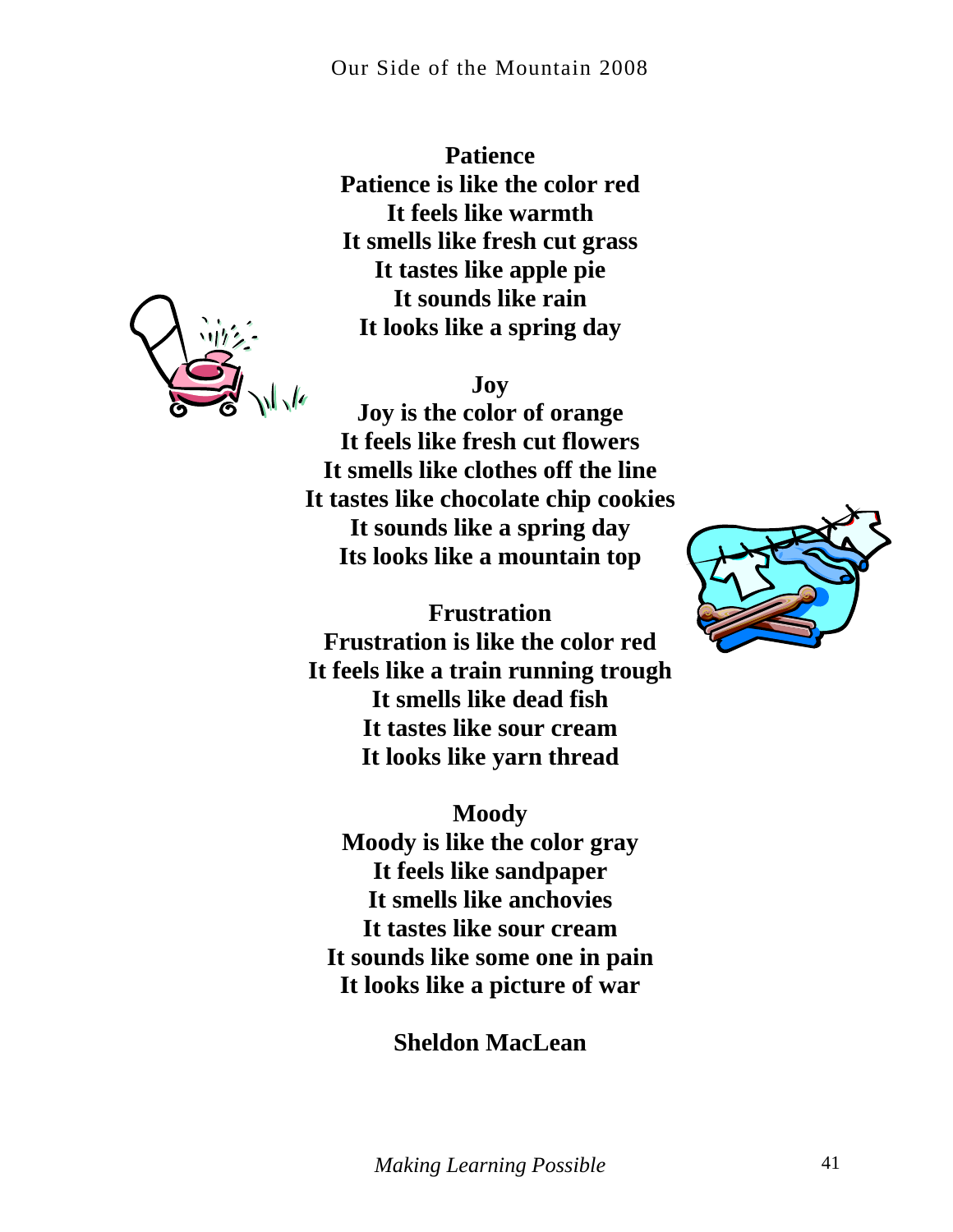**Patience**
**Patience is like the color red**
**It feels like warmth**
**It smells like fresh cut grass**
**It tastes like apple pie**
**It sounds like rain**
**It looks like a spring day**

**Joy**
**Joy is the color of orange**
**It feels like fresh cut flowers**
**It smells like clothes off the line**
**It tastes like chocolate chip cookies**
**It sounds like a spring day**
**Its looks like a mountain top**

**Frustration**
**Frustration is like the color red**
**It feels like a train running trough**
**It smells like dead fish**
**It tastes like sour cream**
**It looks like yarn thread**

**Moody**
**Moody is like the color gray**
**It feels like sandpaper**
**It smells like anchovies**
**It tastes like sour cream**
**It sounds like some one in pain**
**It looks like a picture of war**

**Sheldon MacLean**